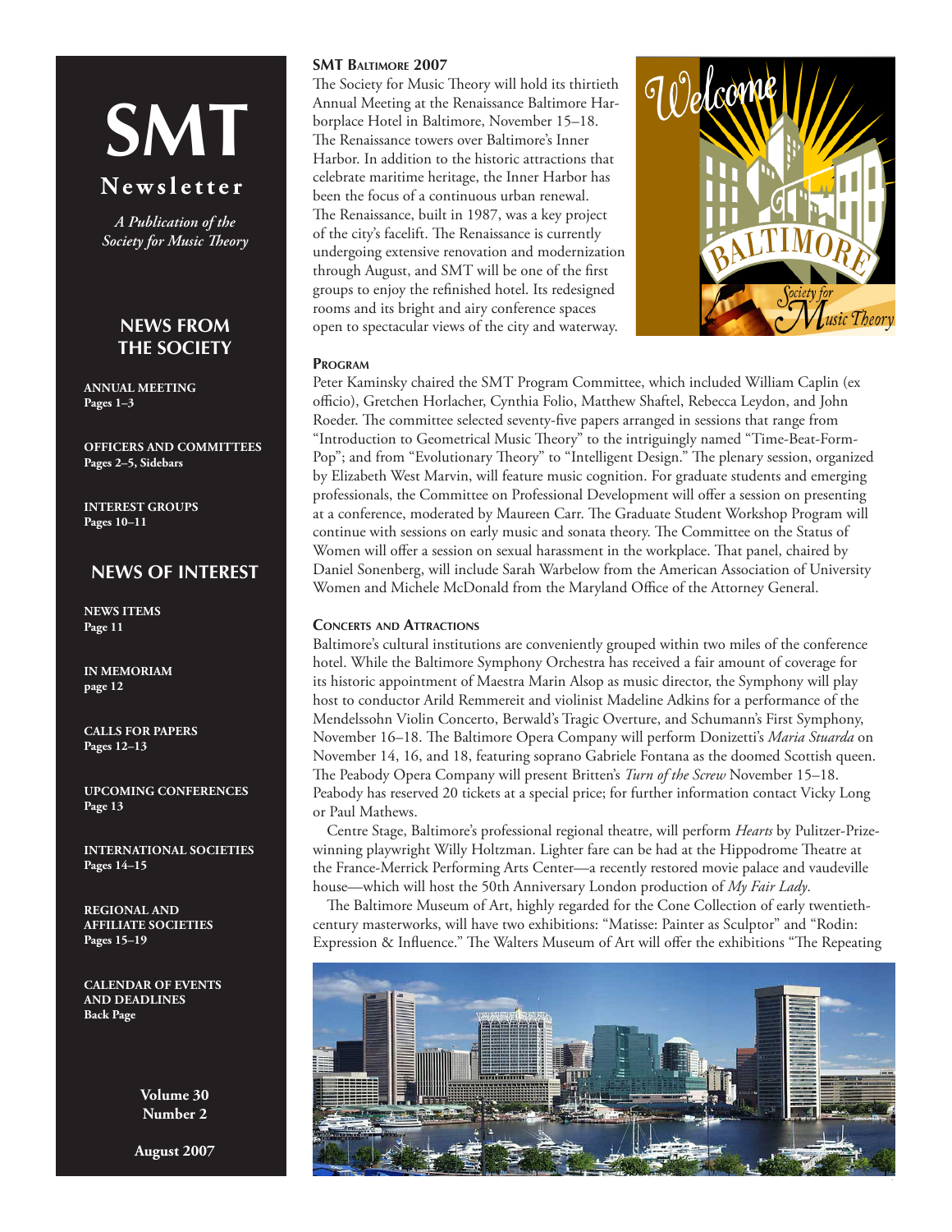# SMT Newsletter

*A Publication of the Society for Music Theory*

## NEWS FROM THE SOCIETY

**ANNUAL MEETING**
**Pages 1–3**

**OFFICERS AND COMMITTEES**
**Pages 2–5, Sidebars**

**INTEREST GROUPS**
**Pages 10–11**

## NEWS OF INTEREST

**NEWS ITEMS**
**Page 11**

**IN MEMORIAM**
**page 12**

**CALLS FOR PAPERS**
**Pages 12–13**

**UPCOMING CONFERENCES**
**Page 13**

**INTERNATIONAL SOCIETIES**
**Pages 14–15**

**REGIONAL AND AFFILIATE SOCIETIES**
**Pages 15–19**

**CALENDAR OF EVENTS AND DEADLINES**
**Back Page**

**Volume 30**
**Number 2**

**August 2007**

### SMT Baltimore 2007

The Society for Music Theory will hold its thirtieth Annual Meeting at the Renaissance Baltimore Harborplace Hotel in Baltimore, November 15–18. The Renaissance towers over Baltimore's Inner Harbor. In addition to the historic attractions that celebrate maritime heritage, the Inner Harbor has been the focus of a continuous urban renewal. The Renaissance, built in 1987, was a key project of the city's facelift. The Renaissance is currently undergoing extensive renovation and modernization through August, and SMT will be one of the first groups to enjoy the refinished hotel. Its redesigned rooms and its bright and airy conference spaces open to spectacular views of the city and waterway.

### Program

Peter Kaminsky chaired the SMT Program Committee, which included William Caplin (ex officio), Gretchen Horlacher, Cynthia Folio, Matthew Shaftel, Rebecca Leydon, and John Roeder. The committee selected seventy-five papers arranged in sessions that range from "Introduction to Geometrical Music Theory" to the intriguingly named "Time-Beat-Form-Pop"; and from "Evolutionary Theory" to "Intelligent Design." The plenary session, organized by Elizabeth West Marvin, will feature music cognition. For graduate students and emerging professionals, the Committee on Professional Development will offer a session on presenting at a conference, moderated by Maureen Carr. The Graduate Student Workshop Program will continue with sessions on early music and sonata theory. The Committee on the Status of Women will offer a session on sexual harassment in the workplace. That panel, chaired by Daniel Sonenberg, will include Sarah Warbelow from the American Association of University Women and Michele McDonald from the Maryland Office of the Attorney General.

### Concerts and Attractions

Baltimore's cultural institutions are conveniently grouped within two miles of the conference hotel. While the Baltimore Symphony Orchestra has received a fair amount of coverage for its historic appointment of Maestra Marin Alsop as music director, the Symphony will play host to conductor Arild Remmereit and violinist Madeline Adkins for a performance of the Mendelssohn Violin Concerto, Berwald's Tragic Overture, and Schumann's First Symphony, November 16–18. The Baltimore Opera Company will perform Donizetti's *Maria Stuarda* on November 14, 16, and 18, featuring soprano Gabriele Fontana as the doomed Scottish queen. The Peabody Opera Company will present Britten's *Turn of the Screw* November 15–18. Peabody has reserved 20 tickets at a special price; for further information contact Vicky Long or Paul Mathews.

Centre Stage, Baltimore's professional regional theatre, will perform *Hearts* by Pulitzer-Prize-winning playwright Willy Holtzman. Lighter fare can be had at the Hippodrome Theatre at the France-Merrick Performing Arts Center—a recently restored movie palace and vaudeville house—which will host the 50th Anniversary London production of *My Fair Lady*.

The Baltimore Museum of Art, highly regarded for the Cone Collection of early twentieth-century masterworks, will have two exhibitions: "Matisse: Painter as Sculptor" and "Rodin: Expression & Influence." The Walters Museum of Art will offer the exhibitions "The Repeating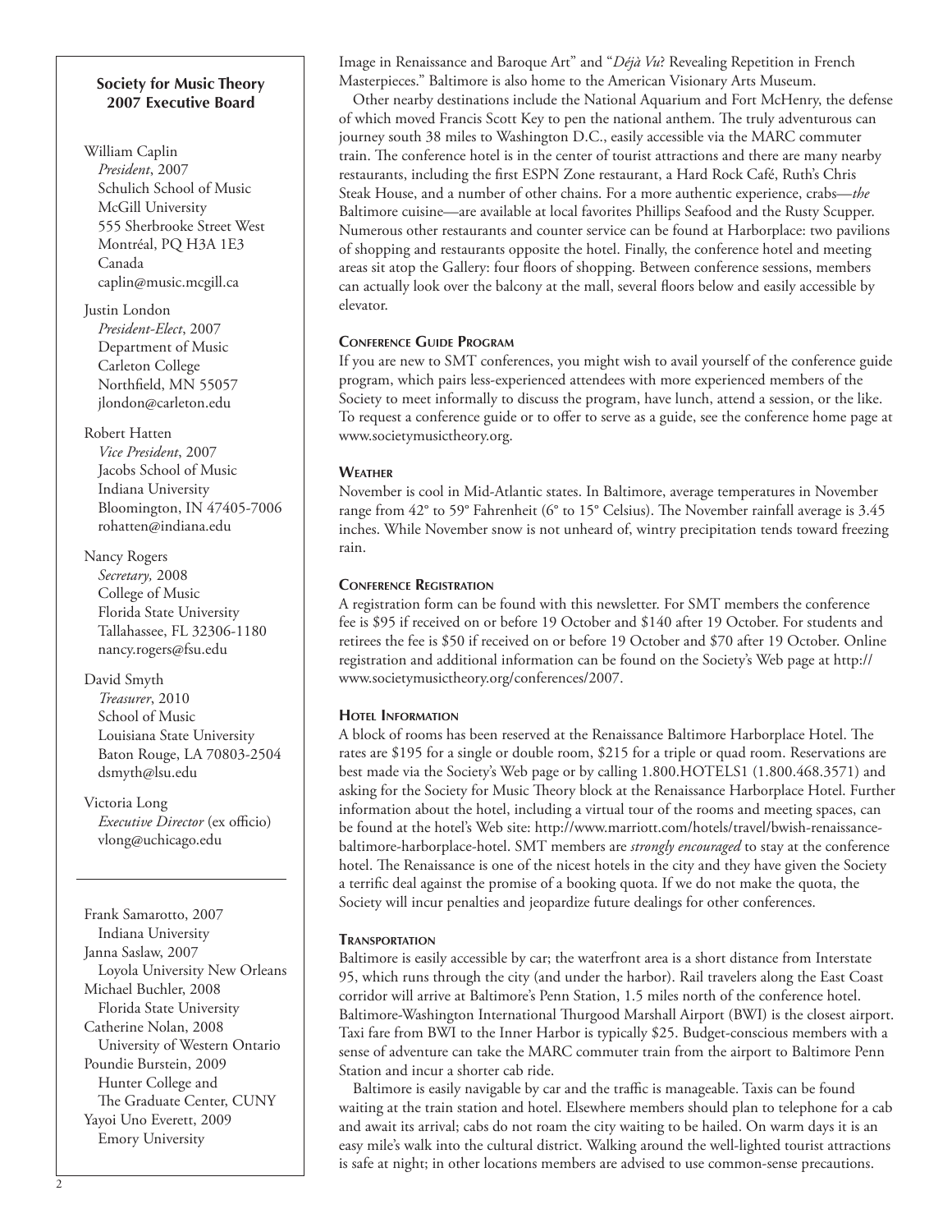### Society for Music Theory 2007 Executive Board

William Caplin
*President*, 2007
Schulich School of Music
McGill University
555 Sherbrooke Street West
Montréal, PQ H3A 1E3
Canada
caplin@music.mcgill.ca

Justin London
*President-Elect*, 2007
Department of Music
Carleton College
Northfield, MN 55057
jlondon@carleton.edu

Robert Hatten
*Vice President*, 2007
Jacobs School of Music
Indiana University
Bloomington, IN 47405-7006
rohatten@indiana.edu

Nancy Rogers
*Secretary,* 2008
College of Music
Florida State University
Tallahassee, FL 32306-1180
nancy.rogers@fsu.edu

David Smyth
*Treasurer*, 2010
School of Music
Louisiana State University
Baton Rouge, LA 70803-2504
dsmyth@lsu.edu

Victoria Long
*Executive Director* (ex officio)
vlong@uchicago.edu

---

Frank Samarotto, 2007
Indiana University
Janna Saslaw, 2007
Loyola University New Orleans
Michael Buchler, 2008
Florida State University
Catherine Nolan, 2008
University of Western Ontario
Poundie Burstein, 2009
Hunter College and
The Graduate Center, CUNY
Yayoi Uno Everett, 2009
Emory University

Image in Renaissance and Baroque Art" and "*Déjà Vu*? Revealing Repetition in French Masterpieces." Baltimore is also home to the American Visionary Arts Museum.

Other nearby destinations include the National Aquarium and Fort McHenry, the defense of which moved Francis Scott Key to pen the national anthem. The truly adventurous can journey south 38 miles to Washington D.C., easily accessible via the MARC commuter train. The conference hotel is in the center of tourist attractions and there are many nearby restaurants, including the first ESPN Zone restaurant, a Hard Rock Café, Ruth's Chris Steak House, and a number of other chains. For a more authentic experience, crabs—*the* Baltimore cuisine—are available at local favorites Phillips Seafood and the Rusty Scupper. Numerous other restaurants and counter service can be found at Harborplace: two pavilions of shopping and restaurants opposite the hotel. Finally, the conference hotel and meeting areas sit atop the Gallery: four floors of shopping. Between conference sessions, members can actually look over the balcony at the mall, several floors below and easily accessible by elevator.

#### Conference Guide Program

If you are new to SMT conferences, you might wish to avail yourself of the conference guide program, which pairs less-experienced attendees with more experienced members of the Society to meet informally to discuss the program, have lunch, attend a session, or the like. To request a conference guide or to offer to serve as a guide, see the conference home page at www.societymusictheory.org.

#### Weather

November is cool in Mid-Atlantic states. In Baltimore, average temperatures in November range from 42° to 59° Fahrenheit (6° to 15° Celsius). The November rainfall average is 3.45 inches. While November snow is not unheard of, wintry precipitation tends toward freezing rain.

#### Conference Registration

A registration form can be found with this newsletter. For SMT members the conference fee is $95 if received on or before 19 October and $140 after 19 October. For students and retirees the fee is $50 if received on or before 19 October and $70 after 19 October. Online registration and additional information can be found on the Society's Web page at http://www.societymusictheory.org/conferences/2007.

#### Hotel Information

A block of rooms has been reserved at the Renaissance Baltimore Harborplace Hotel. The rates are $195 for a single or double room, $215 for a triple or quad room. Reservations are best made via the Society's Web page or by calling 1.800.HOTELS1 (1.800.468.3571) and asking for the Society for Music Theory block at the Renaissance Harborplace Hotel. Further information about the hotel, including a virtual tour of the rooms and meeting spaces, can be found at the hotel's Web site: http://www.marriott.com/hotels/travel/bwish-renaissance-baltimore-harborplace-hotel. SMT members are *strongly encouraged* to stay at the conference hotel. The Renaissance is one of the nicest hotels in the city and they have given the Society a terrific deal against the promise of a booking quota. If we do not make the quota, the Society will incur penalties and jeopardize future dealings for other conferences.

#### Transportation

Baltimore is easily accessible by car; the waterfront area is a short distance from Interstate 95, which runs through the city (and under the harbor). Rail travelers along the East Coast corridor will arrive at Baltimore's Penn Station, 1.5 miles north of the conference hotel. Baltimore-Washington International Thurgood Marshall Airport (BWI) is the closest airport. Taxi fare from BWI to the Inner Harbor is typically $25. Budget-conscious members with a sense of adventure can take the MARC commuter train from the airport to Baltimore Penn Station and incur a shorter cab ride.

Baltimore is easily navigable by car and the traffic is manageable. Taxis can be found waiting at the train station and hotel. Elsewhere members should plan to telephone for a cab and await its arrival; cabs do not roam the city waiting to be hailed. On warm days it is an easy mile's walk into the cultural district. Walking around the well-lighted tourist attractions is safe at night; in other locations members are advised to use common-sense precautions.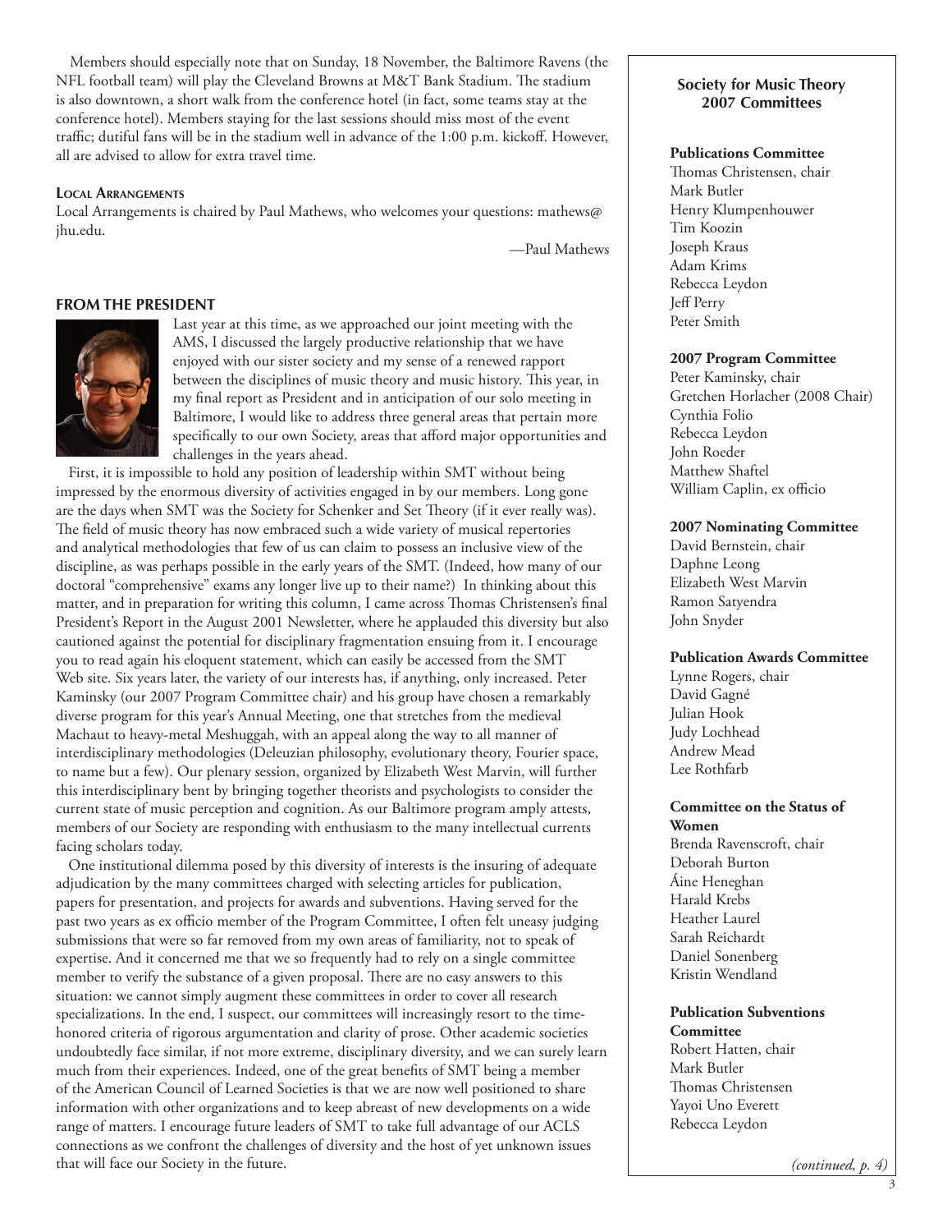Members should especially note that on Sunday, 18 November, the Baltimore Ravens (the NFL football team) will play the Cleveland Browns at M&T Bank Stadium. The stadium is also downtown, a short walk from the conference hotel (in fact, some teams stay at the conference hotel). Members staying for the last sessions should miss most of the event traffic; dutiful fans will be in the stadium well in advance of the 1:00 p.m. kickoff. However, all are advised to allow for extra travel time.

#### Local Arrangements

Local Arrangements is chaired by Paul Mathews, who welcomes your questions: mathews@jhu.edu.

—Paul Mathews

## FROM THE PRESIDENT

Last year at this time, as we approached our joint meeting with the AMS, I discussed the largely productive relationship that we have enjoyed with our sister society and my sense of a renewed rapport between the disciplines of music theory and music history. This year, in my final report as President and in anticipation of our solo meeting in Baltimore, I would like to address three general areas that pertain more specifically to our own Society, areas that afford major opportunities and challenges in the years ahead.

First, it is impossible to hold any position of leadership within SMT without being impressed by the enormous diversity of activities engaged in by our members. Long gone are the days when SMT was the Society for Schenker and Set Theory (if it ever really was). The field of music theory has now embraced such a wide variety of musical repertories and analytical methodologies that few of us can claim to possess an inclusive view of the discipline, as was perhaps possible in the early years of the SMT. (Indeed, how many of our doctoral "comprehensive" exams any longer live up to their name?) In thinking about this matter, and in preparation for writing this column, I came across Thomas Christensen's final President's Report in the August 2001 Newsletter, where he applauded this diversity but also cautioned against the potential for disciplinary fragmentation ensuing from it. I encourage you to read again his eloquent statement, which can easily be accessed from the SMT Web site. Six years later, the variety of our interests has, if anything, only increased. Peter Kaminsky (our 2007 Program Committee chair) and his group have chosen a remarkably diverse program for this year's Annual Meeting, one that stretches from the medieval Machaut to heavy-metal Meshuggah, with an appeal along the way to all manner of interdisciplinary methodologies (Deleuzian philosophy, evolutionary theory, Fourier space, to name but a few). Our plenary session, organized by Elizabeth West Marvin, will further this interdisciplinary bent by bringing together theorists and psychologists to consider the current state of music perception and cognition. As our Baltimore program amply attests, members of our Society are responding with enthusiasm to the many intellectual currents facing scholars today.

One institutional dilemma posed by this diversity of interests is the insuring of adequate adjudication by the many committees charged with selecting articles for publication, papers for presentation, and projects for awards and subventions. Having served for the past two years as ex officio member of the Program Committee, I often felt uneasy judging submissions that were so far removed from my own areas of familiarity, not to speak of expertise. And it concerned me that we so frequently had to rely on a single committee member to verify the substance of a given proposal. There are no easy answers to this situation: we cannot simply augment these committees in order to cover all research specializations. In the end, I suspect, our committees will increasingly resort to the time-honored criteria of rigorous argumentation and clarity of prose. Other academic societies undoubtedly face similar, if not more extreme, disciplinary diversity, and we can surely learn much from their experiences. Indeed, one of the great benefits of SMT being a member of the American Council of Learned Societies is that we are now well positioned to share information with other organizations and to keep abreast of new developments on a wide range of matters. I encourage future leaders of SMT to take full advantage of our ACLS connections as we confront the challenges of diversity and the host of yet unknown issues that will face our Society in the future.

### Society for Music Theory 2007 Committees

**Publications Committee**
Thomas Christensen, chair
Mark Butler
Henry Klumpenhouwer
Tim Koozin
Joseph Kraus
Adam Krims
Rebecca Leydon
Jeff Perry
Peter Smith

**2007 Program Committee**
Peter Kaminsky, chair
Gretchen Horlacher (2008 Chair)
Cynthia Folio
Rebecca Leydon
John Roeder
Matthew Shaftel
William Caplin, ex officio

**2007 Nominating Committee**
David Bernstein, chair
Daphne Leong
Elizabeth West Marvin
Ramon Satyendra
John Snyder

**Publication Awards Committee**
Lynne Rogers, chair
David Gagné
Julian Hook
Judy Lochhead
Andrew Mead
Lee Rothfarb

**Committee on the Status of Women**
Brenda Ravenscroft, chair
Deborah Burton
Áine Heneghan
Harald Krebs
Heather Laurel
Sarah Reichardt
Daniel Sonenberg
Kristin Wendland

**Publication Subventions Committee**
Robert Hatten, chair
Mark Butler
Thomas Christensen
Yayoi Uno Everett
Rebecca Leydon

*(continued, p. 4)*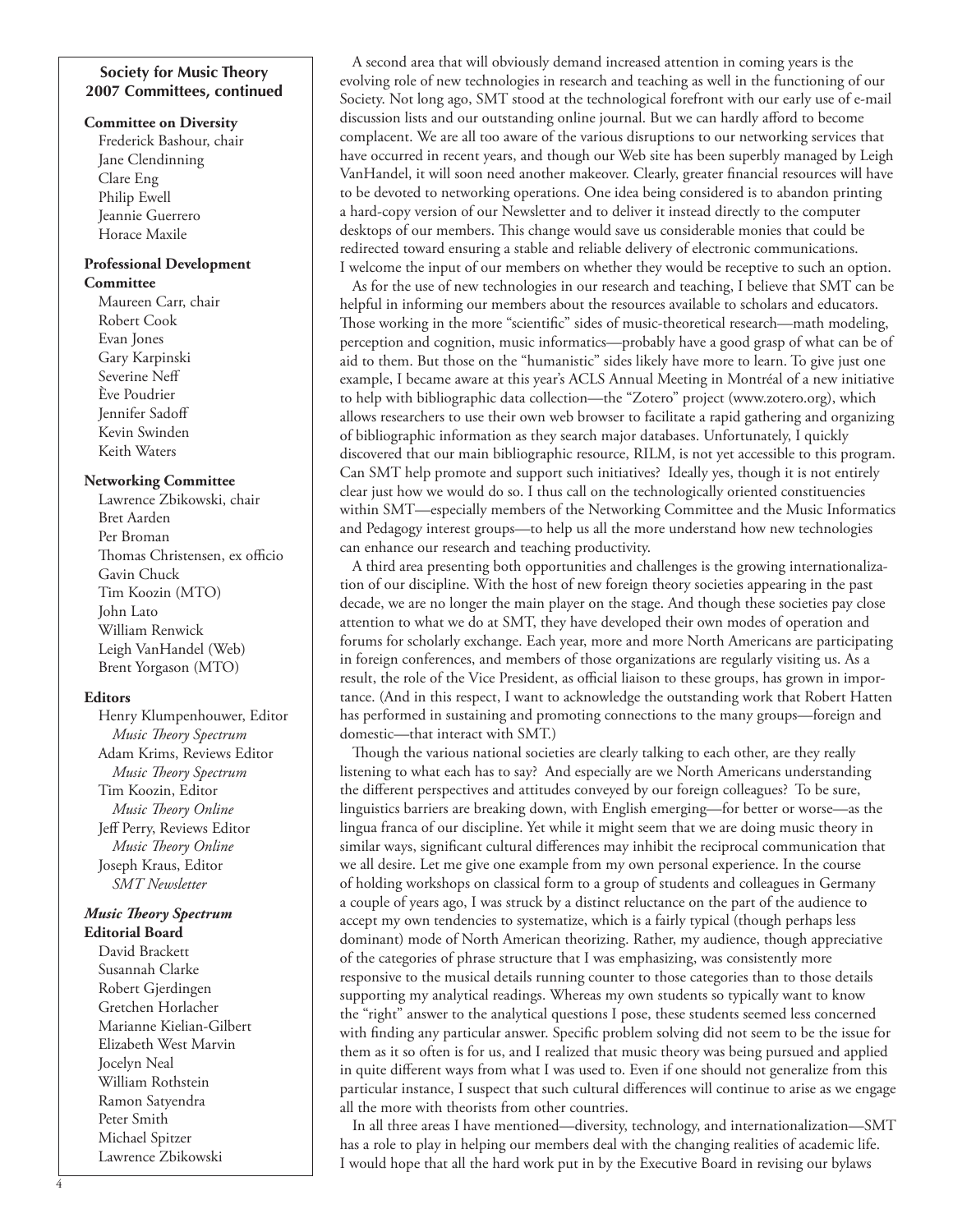## Society for Music Theory 2007 Committees, continued

**Committee on Diversity**
Frederick Bashour, chair
Jane Clendinning
Clare Eng
Philip Ewell
Jeannie Guerrero
Horace Maxile

**Professional Development Committee**
Maureen Carr, chair
Robert Cook
Evan Jones
Gary Karpinski
Severine Neff
Ève Poudrier
Jennifer Sadoff
Kevin Swinden
Keith Waters

**Networking Committee**
Lawrence Zbikowski, chair
Bret Aarden
Per Broman
Thomas Christensen, ex officio
Gavin Chuck
Tim Koozin (MTO)
John Lato
William Renwick
Leigh VanHandel (Web)
Brent Yorgason (MTO)

**Editors**
Henry Klumpenhouwer, Editor
*Music Theory Spectrum*
Adam Krims, Reviews Editor
*Music Theory Spectrum*
Tim Koozin, Editor
*Music Theory Online*
Jeff Perry, Reviews Editor
*Music Theory Online*
Joseph Kraus, Editor
*SMT Newsletter*

***Music Theory Spectrum* Editorial Board**
David Brackett
Susannah Clarke
Robert Gjerdingen
Gretchen Horlacher
Marianne Kielian-Gilbert
Elizabeth West Marvin
Jocelyn Neal
William Rothstein
Ramon Satyendra
Peter Smith
Michael Spitzer
Lawrence Zbikowski

A second area that will obviously demand increased attention in coming years is the evolving role of new technologies in research and teaching as well in the functioning of our Society. Not long ago, SMT stood at the technological forefront with our early use of e-mail discussion lists and our outstanding online journal. But we can hardly afford to become complacent. We are all too aware of the various disruptions to our networking services that have occurred in recent years, and though our Web site has been superbly managed by Leigh VanHandel, it will soon need another makeover. Clearly, greater financial resources will have to be devoted to networking operations. One idea being considered is to abandon printing a hard-copy version of our Newsletter and to deliver it instead directly to the computer desktops of our members. This change would save us considerable monies that could be redirected toward ensuring a stable and reliable delivery of electronic communications. I welcome the input of our members on whether they would be receptive to such an option.

As for the use of new technologies in our research and teaching, I believe that SMT can be helpful in informing our members about the resources available to scholars and educators. Those working in the more "scientific" sides of music-theoretical research—math modeling, perception and cognition, music informatics—probably have a good grasp of what can be of aid to them. But those on the "humanistic" sides likely have more to learn. To give just one example, I became aware at this year's ACLS Annual Meeting in Montréal of a new initiative to help with bibliographic data collection—the "Zotero" project (www.zotero.org), which allows researchers to use their own web browser to facilitate a rapid gathering and organizing of bibliographic information as they search major databases. Unfortunately, I quickly discovered that our main bibliographic resource, RILM, is not yet accessible to this program. Can SMT help promote and support such initiatives? Ideally yes, though it is not entirely clear just how we would do so. I thus call on the technologically oriented constituencies within SMT—especially members of the Networking Committee and the Music Informatics and Pedagogy interest groups—to help us all the more understand how new technologies can enhance our research and teaching productivity.

A third area presenting both opportunities and challenges is the growing internationalization of our discipline. With the host of new foreign theory societies appearing in the past decade, we are no longer the main player on the stage. And though these societies pay close attention to what we do at SMT, they have developed their own modes of operation and forums for scholarly exchange. Each year, more and more North Americans are participating in foreign conferences, and members of those organizations are regularly visiting us. As a result, the role of the Vice President, as official liaison to these groups, has grown in importance. (And in this respect, I want to acknowledge the outstanding work that Robert Hatten has performed in sustaining and promoting connections to the many groups—foreign and domestic—that interact with SMT.)

Though the various national societies are clearly talking to each other, are they really listening to what each has to say? And especially are we North Americans understanding the different perspectives and attitudes conveyed by our foreign colleagues? To be sure, linguistics barriers are breaking down, with English emerging—for better or worse—as the lingua franca of our discipline. Yet while it might seem that we are doing music theory in similar ways, significant cultural differences may inhibit the reciprocal communication that we all desire. Let me give one example from my own personal experience. In the course of holding workshops on classical form to a group of students and colleagues in Germany a couple of years ago, I was struck by a distinct reluctance on the part of the audience to accept my own tendencies to systematize, which is a fairly typical (though perhaps less dominant) mode of North American theorizing. Rather, my audience, though appreciative of the categories of phrase structure that I was emphasizing, was consistently more responsive to the musical details running counter to those categories than to those details supporting my analytical readings. Whereas my own students so typically want to know the "right" answer to the analytical questions I pose, these students seemed less concerned with finding any particular answer. Specific problem solving did not seem to be the issue for them as it so often is for us, and I realized that music theory was being pursued and applied in quite different ways from what I was used to. Even if one should not generalize from this particular instance, I suspect that such cultural differences will continue to arise as we engage all the more with theorists from other countries.

In all three areas I have mentioned—diversity, technology, and internationalization—SMT has a role to play in helping our members deal with the changing realities of academic life. I would hope that all the hard work put in by the Executive Board in revising our bylaws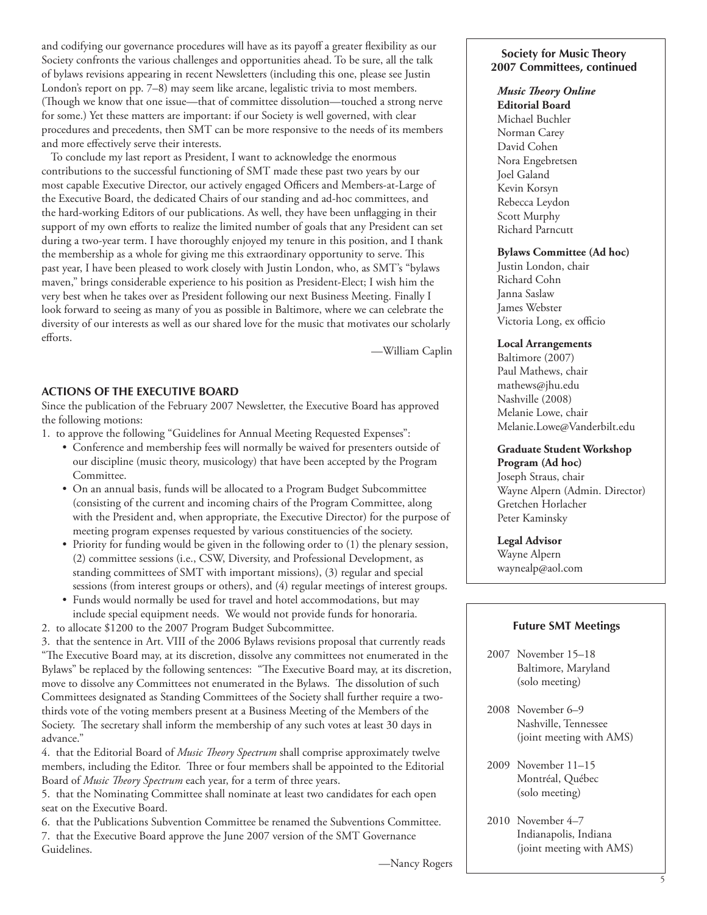and codifying our governance procedures will have as its payoff a greater flexibility as our Society confronts the various challenges and opportunities ahead. To be sure, all the talk of bylaws revisions appearing in recent Newsletters (including this one, please see Justin London's report on pp. 7–8) may seem like arcane, legalistic trivia to most members. (Though we know that one issue—that of committee dissolution—touched a strong nerve for some.) Yet these matters are important: if our Society is well governed, with clear procedures and precedents, then SMT can be more responsive to the needs of its members and more effectively serve their interests.

To conclude my last report as President, I want to acknowledge the enormous contributions to the successful functioning of SMT made these past two years by our most capable Executive Director, our actively engaged Officers and Members-at-Large of the Executive Board, the dedicated Chairs of our standing and ad-hoc committees, and the hard-working Editors of our publications. As well, they have been unflagging in their support of my own efforts to realize the limited number of goals that any President can set during a two-year term. I have thoroughly enjoyed my tenure in this position, and I thank the membership as a whole for giving me this extraordinary opportunity to serve. This past year, I have been pleased to work closely with Justin London, who, as SMT's "bylaws maven," brings considerable experience to his position as President-Elect; I wish him the very best when he takes over as President following our next Business Meeting. Finally I look forward to seeing as many of you as possible in Baltimore, where we can celebrate the diversity of our interests as well as our shared love for the music that motivates our scholarly efforts.

—William Caplin

## ACTIONS OF THE EXECUTIVE BOARD

Since the publication of the February 2007 Newsletter, the Executive Board has approved the following motions:

1. to approve the following "Guidelines for Annual Meeting Requested Expenses":
   - Conference and membership fees will normally be waived for presenters outside of our discipline (music theory, musicology) that have been accepted by the Program Committee.
   - On an annual basis, funds will be allocated to a Program Budget Subcommittee (consisting of the current and incoming chairs of the Program Committee, along with the President and, when appropriate, the Executive Director) for the purpose of meeting program expenses requested by various constituencies of the society.
   - Priority for funding would be given in the following order to (1) the plenary session, (2) committee sessions (i.e., CSW, Diversity, and Professional Development, as standing committees of SMT with important missions), (3) regular and special sessions (from interest groups or others), and (4) regular meetings of interest groups.
   - Funds would normally be used for travel and hotel accommodations, but may include special equipment needs. We would not provide funds for honoraria.
2. to allocate $1200 to the 2007 Program Budget Subcommittee.
3. that the sentence in Art. VIII of the 2006 Bylaws revisions proposal that currently reads "The Executive Board may, at its discretion, dissolve any committees not enumerated in the Bylaws" be replaced by the following sentences: "The Executive Board may, at its discretion, move to dissolve any Committees not enumerated in the Bylaws. The dissolution of such Committees designated as Standing Committees of the Society shall further require a two-thirds vote of the voting members present at a Business Meeting of the Members of the Society. The secretary shall inform the membership of any such votes at least 30 days in advance."
4. that the Editorial Board of *Music Theory Spectrum* shall comprise approximately twelve members, including the Editor. Three or four members shall be appointed to the Editorial Board of *Music Theory Spectrum* each year, for a term of three years.
5. that the Nominating Committee shall nominate at least two candidates for each open seat on the Executive Board.
6. that the Publications Subvention Committee be renamed the Subventions Committee.
7. that the Executive Board approve the June 2007 version of the SMT Governance Guidelines.

—Nancy Rogers

### Society for Music Theory 2007 Committees, continued

***Music Theory Online***
**Editorial Board**
Michael Buchler
Norman Carey
David Cohen
Nora Engebretsen
Joel Galand
Kevin Korsyn
Rebecca Leydon
Scott Murphy
Richard Parncutt

**Bylaws Committee (Ad hoc)**
Justin London, chair
Richard Cohn
Janna Saslaw
James Webster
Victoria Long, ex officio

**Local Arrangements**
Baltimore (2007)
Paul Mathews, chair
mathews@jhu.edu
Nashville (2008)
Melanie Lowe, chair
Melanie.Lowe@Vanderbilt.edu

**Graduate Student Workshop Program (Ad hoc)**
Joseph Straus, chair
Wayne Alpern (Admin. Director)
Gretchen Horlacher
Peter Kaminsky

**Legal Advisor**
Wayne Alpern
waynealp@aol.com

### Future SMT Meetings

2007 November 15–18
Baltimore, Maryland
(solo meeting)

2008 November 6–9
Nashville, Tennessee
(joint meeting with AMS)

2009 November 11–15
Montréal, Québec
(solo meeting)

2010 November 4–7
Indianapolis, Indiana
(joint meeting with AMS)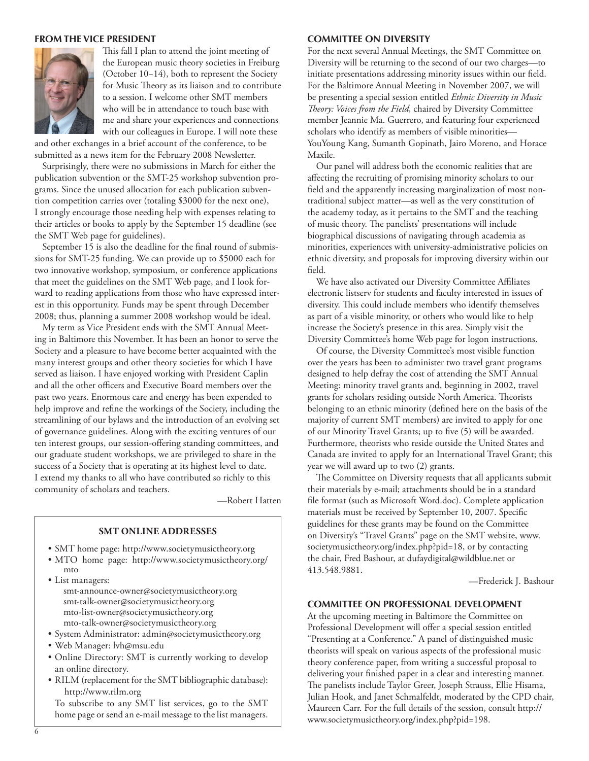## FROM THE VICE PRESIDENT

This fall I plan to attend the joint meeting of the European music theory societies in Freiburg (October 10–14), both to represent the Society for Music Theory as its liaison and to contribute to a session. I welcome other SMT members who will be in attendance to touch base with me and share your experiences and connections with our colleagues in Europe. I will note these and other exchanges in a brief account of the conference, to be submitted as a news item for the February 2008 Newsletter.

Surprisingly, there were no submissions in March for either the publication subvention or the SMT-25 workshop subvention programs. Since the unused allocation for each publication subvention competition carries over (totaling $3000 for the next one), I strongly encourage those needing help with expenses relating to their articles or books to apply by the September 15 deadline (see the SMT Web page for guidelines).

September 15 is also the deadline for the final round of submissions for SMT-25 funding. We can provide up to $5000 each for two innovative workshop, symposium, or conference applications that meet the guidelines on the SMT Web page, and I look forward to reading applications from those who have expressed interest in this opportunity. Funds may be spent through December 2008; thus, planning a summer 2008 workshop would be ideal.

My term as Vice President ends with the SMT Annual Meeting in Baltimore this November. It has been an honor to serve the Society and a pleasure to have become better acquainted with the many interest groups and other theory societies for which I have served as liaison. I have enjoyed working with President Caplin and all the other officers and Executive Board members over the past two years. Enormous care and energy has been expended to help improve and refine the workings of the Society, including the streamlining of our bylaws and the introduction of an evolving set of governance guidelines. Along with the exciting ventures of our ten interest groups, our session-offering standing committees, and our graduate student workshops, we are privileged to share in the success of a Society that is operating at its highest level to date. I extend my thanks to all who have contributed so richly to this community of scholars and teachers.

—Robert Hatten

### SMT ONLINE ADDRESSES

- SMT home page: http://www.societymusictheory.org
- MTO home page: http://www.societymusictheory.org/mto
- List managers:
  smt-announce-owner@societymusictheory.org
  smt-talk-owner@societymusictheory.org
  mto-list-owner@societymusictheory.org
  mto-talk-owner@societymusictheory.org
- System Administrator: admin@societymusictheory.org
- Web Manager: lvh@msu.edu
- Online Directory: SMT is currently working to develop an online directory.
- RILM (replacement for the SMT bibliographic database): http://www.rilm.org

To subscribe to any SMT list services, go to the SMT home page or send an e-mail message to the list managers.

## COMMITTEE ON DIVERSITY

For the next several Annual Meetings, the SMT Committee on Diversity will be returning to the second of our two charges—to initiate presentations addressing minority issues within our field. For the Baltimore Annual Meeting in November 2007, we will be presenting a special session entitled *Ethnic Diversity in Music Theory: Voices from the Field,* chaired by Diversity Committee member Jeannie Ma. Guerrero, and featuring four experienced scholars who identify as members of visible minorities—YouYoung Kang, Sumanth Gopinath, Jairo Moreno, and Horace Maxile.

Our panel will address both the economic realities that are affecting the recruiting of promising minority scholars to our field and the apparently increasing marginalization of most non-traditional subject matter—as well as the very constitution of the academy today, as it pertains to the SMT and the teaching of music theory. The panelists' presentations will include biographical discussions of navigating through academia as minorities, experiences with university-administrative policies on ethnic diversity, and proposals for improving diversity within our field.

We have also activated our Diversity Committee Affiliates electronic listserv for students and faculty interested in issues of diversity. This could include members who identify themselves as part of a visible minority, or others who would like to help increase the Society's presence in this area. Simply visit the Diversity Committee's home Web page for logon instructions.

Of course, the Diversity Committee's most visible function over the years has been to administer two travel grant programs designed to help defray the cost of attending the SMT Annual Meeting: minority travel grants and, beginning in 2002, travel grants for scholars residing outside North America. Theorists belonging to an ethnic minority (defined here on the basis of the majority of current SMT members) are invited to apply for one of our Minority Travel Grants; up to five (5) will be awarded. Furthermore, theorists who reside outside the United States and Canada are invited to apply for an International Travel Grant; this year we will award up to two (2) grants.

The Committee on Diversity requests that all applicants submit their materials by e-mail; attachments should be in a standard file format (such as Microsoft Word.doc). Complete application materials must be received by September 10, 2007. Specific guidelines for these grants may be found on the Committee on Diversity's "Travel Grants" page on the SMT website, www.societymusictheory.org/index.php?pid=18, or by contacting the chair, Fred Bashour, at dufaydigital@wildblue.net or 413.548.9881.

—Frederick J. Bashour

## COMMITTEE ON PROFESSIONAL DEVELOPMENT

At the upcoming meeting in Baltimore the Committee on Professional Development will offer a special session entitled "Presenting at a Conference." A panel of distinguished music theorists will speak on various aspects of the professional music theory conference paper, from writing a successful proposal to delivering your finished paper in a clear and interesting manner. The panelists include Taylor Greer, Joseph Strauss, Ellie Hisama, Julian Hook, and Janet Schmalfeldt, moderated by the CPD chair, Maureen Carr. For the full details of the session, consult http://www.societymusictheory.org/index.php?pid=198.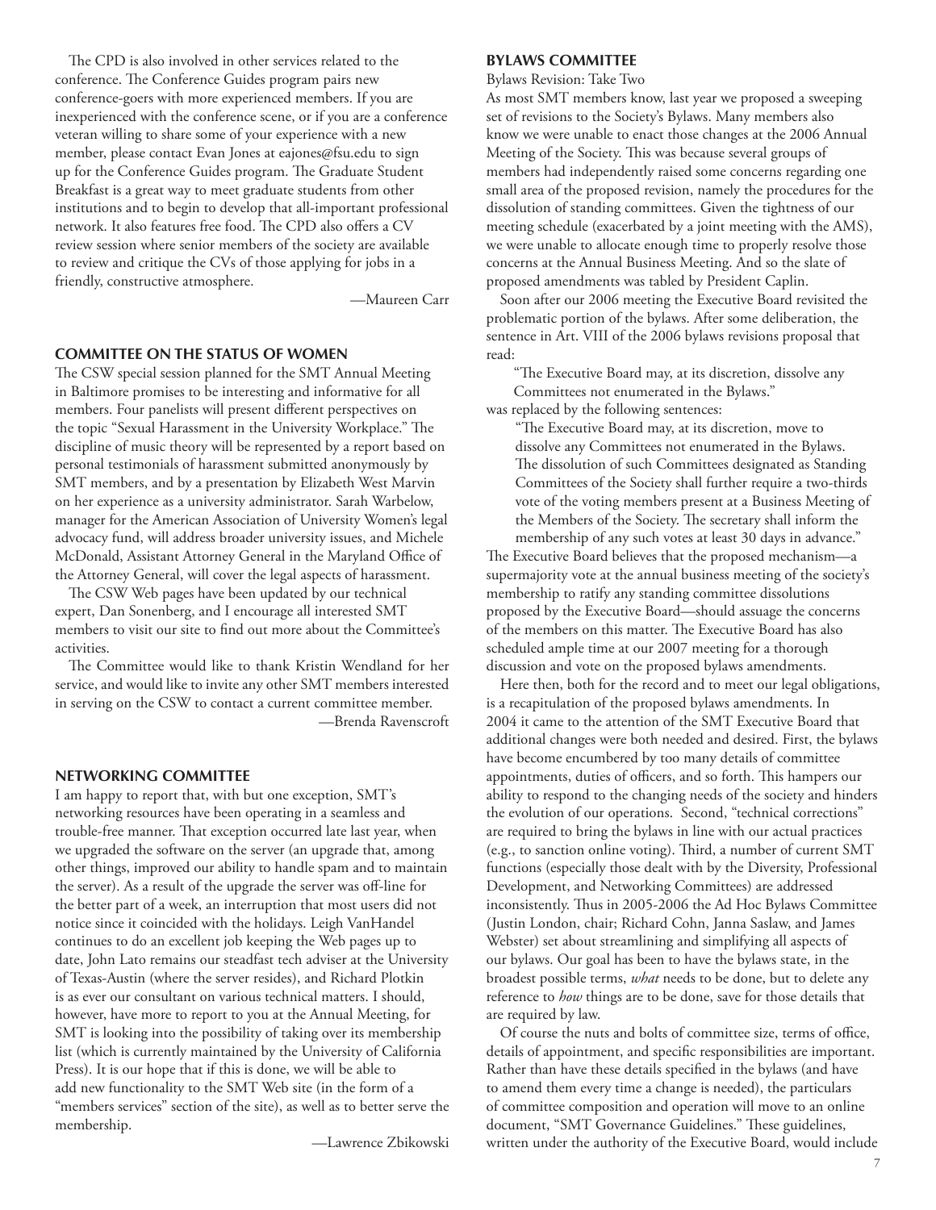The CPD is also involved in other services related to the conference. The Conference Guides program pairs new conference-goers with more experienced members. If you are inexperienced with the conference scene, or if you are a conference veteran willing to share some of your experience with a new member, please contact Evan Jones at eajones@fsu.edu to sign up for the Conference Guides program. The Graduate Student Breakfast is a great way to meet graduate students from other institutions and to begin to develop that all-important professional network. It also features free food. The CPD also offers a CV review session where senior members of the society are available to review and critique the CVs of those applying for jobs in a friendly, constructive atmosphere.

—Maureen Carr

### COMMITTEE ON THE STATUS OF WOMEN

The CSW special session planned for the SMT Annual Meeting in Baltimore promises to be interesting and informative for all members. Four panelists will present different perspectives on the topic "Sexual Harassment in the University Workplace." The discipline of music theory will be represented by a report based on personal testimonials of harassment submitted anonymously by SMT members, and by a presentation by Elizabeth West Marvin on her experience as a university administrator. Sarah Warbelow, manager for the American Association of University Women's legal advocacy fund, will address broader university issues, and Michele McDonald, Assistant Attorney General in the Maryland Office of the Attorney General, will cover the legal aspects of harassment.

The CSW Web pages have been updated by our technical expert, Dan Sonenberg, and I encourage all interested SMT members to visit our site to find out more about the Committee's activities.

The Committee would like to thank Kristin Wendland for her service, and would like to invite any other SMT members interested in serving on the CSW to contact a current committee member.

—Brenda Ravenscroft

### NETWORKING COMMITTEE

I am happy to report that, with but one exception, SMT's networking resources have been operating in a seamless and trouble-free manner. That exception occurred late last year, when we upgraded the software on the server (an upgrade that, among other things, improved our ability to handle spam and to maintain the server). As a result of the upgrade the server was off-line for the better part of a week, an interruption that most users did not notice since it coincided with the holidays. Leigh VanHandel continues to do an excellent job keeping the Web pages up to date, John Lato remains our steadfast tech adviser at the University of Texas-Austin (where the server resides), and Richard Plotkin is as ever our consultant on various technical matters. I should, however, have more to report to you at the Annual Meeting, for SMT is looking into the possibility of taking over its membership list (which is currently maintained by the University of California Press). It is our hope that if this is done, we will be able to add new functionality to the SMT Web site (in the form of a "members services" section of the site), as well as to better serve the membership.

—Lawrence Zbikowski

### BYLAWS COMMITTEE

Bylaws Revision: Take Two

As most SMT members know, last year we proposed a sweeping set of revisions to the Society's Bylaws. Many members also know we were unable to enact those changes at the 2006 Annual Meeting of the Society. This was because several groups of members had independently raised some concerns regarding one small area of the proposed revision, namely the procedures for the dissolution of standing committees. Given the tightness of our meeting schedule (exacerbated by a joint meeting with the AMS), we were unable to allocate enough time to properly resolve those concerns at the Annual Business Meeting. And so the slate of proposed amendments was tabled by President Caplin.

Soon after our 2006 meeting the Executive Board revisited the problematic portion of the bylaws. After some deliberation, the sentence in Art. VIII of the 2006 bylaws revisions proposal that read:

> "The Executive Board may, at its discretion, dissolve any Committees not enumerated in the Bylaws."

was replaced by the following sentences:

> "The Executive Board may, at its discretion, move to dissolve any Committees not enumerated in the Bylaws. The dissolution of such Committees designated as Standing Committees of the Society shall further require a two-thirds vote of the voting members present at a Business Meeting of the Members of the Society. The secretary shall inform the membership of any such votes at least 30 days in advance."

The Executive Board believes that the proposed mechanism—a supermajority vote at the annual business meeting of the society's membership to ratify any standing committee dissolutions proposed by the Executive Board—should assuage the concerns of the members on this matter. The Executive Board has also scheduled ample time at our 2007 meeting for a thorough discussion and vote on the proposed bylaws amendments.

Here then, both for the record and to meet our legal obligations, is a recapitulation of the proposed bylaws amendments. In 2004 it came to the attention of the SMT Executive Board that additional changes were both needed and desired. First, the bylaws have become encumbered by too many details of committee appointments, duties of officers, and so forth. This hampers our ability to respond to the changing needs of the society and hinders the evolution of our operations. Second, "technical corrections" are required to bring the bylaws in line with our actual practices (e.g., to sanction online voting). Third, a number of current SMT functions (especially those dealt with by the Diversity, Professional Development, and Networking Committees) are addressed inconsistently. Thus in 2005-2006 the Ad Hoc Bylaws Committee (Justin London, chair; Richard Cohn, Janna Saslaw, and James Webster) set about streamlining and simplifying all aspects of our bylaws. Our goal has been to have the bylaws state, in the broadest possible terms, *what* needs to be done, but to delete any reference to *how* things are to be done, save for those details that are required by law.

Of course the nuts and bolts of committee size, terms of office, details of appointment, and specific responsibilities are important. Rather than have these details specified in the bylaws (and have to amend them every time a change is needed), the particulars of committee composition and operation will move to an online document, "SMT Governance Guidelines." These guidelines, written under the authority of the Executive Board, would include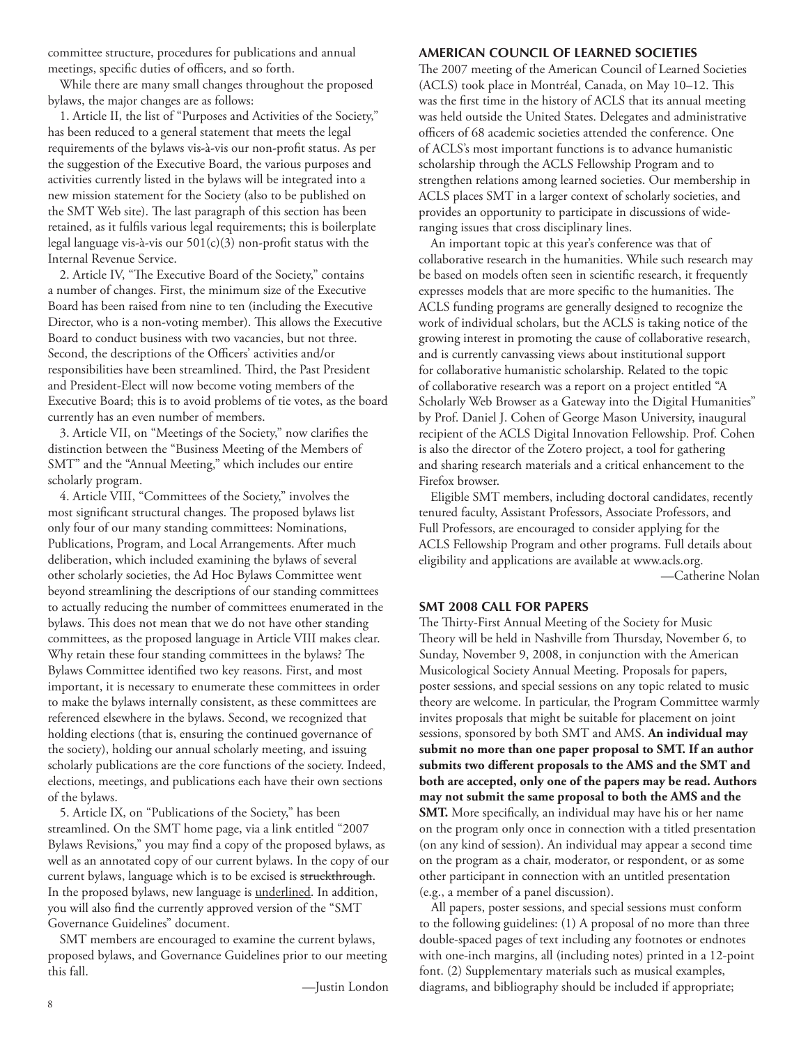committee structure, procedures for publications and annual meetings, specific duties of officers, and so forth.

While there are many small changes throughout the proposed bylaws, the major changes are as follows:

1. Article II, the list of "Purposes and Activities of the Society," has been reduced to a general statement that meets the legal requirements of the bylaws vis-à-vis our non-profit status. As per the suggestion of the Executive Board, the various purposes and activities currently listed in the bylaws will be integrated into a new mission statement for the Society (also to be published on the SMT Web site). The last paragraph of this section has been retained, as it fulfils various legal requirements; this is boilerplate legal language vis-à-vis our 501(c)(3) non-profit status with the Internal Revenue Service.

2. Article IV, "The Executive Board of the Society," contains a number of changes. First, the minimum size of the Executive Board has been raised from nine to ten (including the Executive Director, who is a non-voting member). This allows the Executive Board to conduct business with two vacancies, but not three. Second, the descriptions of the Officers' activities and/or responsibilities have been streamlined. Third, the Past President and President-Elect will now become voting members of the Executive Board; this is to avoid problems of tie votes, as the board currently has an even number of members.

3. Article VII, on "Meetings of the Society," now clarifies the distinction between the "Business Meeting of the Members of SMT" and the "Annual Meeting," which includes our entire scholarly program.

4. Article VIII, "Committees of the Society," involves the most significant structural changes. The proposed bylaws list only four of our many standing committees: Nominations, Publications, Program, and Local Arrangements. After much deliberation, which included examining the bylaws of several other scholarly societies, the Ad Hoc Bylaws Committee went beyond streamlining the descriptions of our standing committees to actually reducing the number of committees enumerated in the bylaws. This does not mean that we do not have other standing committees, as the proposed language in Article VIII makes clear. Why retain these four standing committees in the bylaws? The Bylaws Committee identified two key reasons. First, and most important, it is necessary to enumerate these committees in order to make the bylaws internally consistent, as these committees are referenced elsewhere in the bylaws. Second, we recognized that holding elections (that is, ensuring the continued governance of the society), holding our annual scholarly meeting, and issuing scholarly publications are the core functions of the society. Indeed, elections, meetings, and publications each have their own sections of the bylaws.

5. Article IX, on "Publications of the Society," has been streamlined. On the SMT home page, via a link entitled "2007 Bylaws Revisions," you may find a copy of the proposed bylaws, as well as an annotated copy of our current bylaws. In the copy of our current bylaws, language which is to be excised is ~~struckthrough~~. In the proposed bylaws, new language is <u>underlined</u>. In addition, you will also find the currently approved version of the "SMT Governance Guidelines" document.

SMT members are encouraged to examine the current bylaws, proposed bylaws, and Governance Guidelines prior to our meeting this fall.

—Justin London

## AMERICAN COUNCIL OF LEARNED SOCIETIES

The 2007 meeting of the American Council of Learned Societies (ACLS) took place in Montréal, Canada, on May 10–12. This was the first time in the history of ACLS that its annual meeting was held outside the United States. Delegates and administrative officers of 68 academic societies attended the conference. One of ACLS's most important functions is to advance humanistic scholarship through the ACLS Fellowship Program and to strengthen relations among learned societies. Our membership in ACLS places SMT in a larger context of scholarly societies, and provides an opportunity to participate in discussions of wide-ranging issues that cross disciplinary lines.

An important topic at this year's conference was that of collaborative research in the humanities. While such research may be based on models often seen in scientific research, it frequently expresses models that are more specific to the humanities. The ACLS funding programs are generally designed to recognize the work of individual scholars, but the ACLS is taking notice of the growing interest in promoting the cause of collaborative research, and is currently canvassing views about institutional support for collaborative humanistic scholarship. Related to the topic of collaborative research was a report on a project entitled "A Scholarly Web Browser as a Gateway into the Digital Humanities" by Prof. Daniel J. Cohen of George Mason University, inaugural recipient of the ACLS Digital Innovation Fellowship. Prof. Cohen is also the director of the Zotero project, a tool for gathering and sharing research materials and a critical enhancement to the Firefox browser.

Eligible SMT members, including doctoral candidates, recently tenured faculty, Assistant Professors, Associate Professors, and Full Professors, are encouraged to consider applying for the ACLS Fellowship Program and other programs. Full details about eligibility and applications are available at www.acls.org.

—Catherine Nolan

## SMT 2008 CALL FOR PAPERS

The Thirty-First Annual Meeting of the Society for Music Theory will be held in Nashville from Thursday, November 6, to Sunday, November 9, 2008, in conjunction with the American Musicological Society Annual Meeting. Proposals for papers, poster sessions, and special sessions on any topic related to music theory are welcome. In particular, the Program Committee warmly invites proposals that might be suitable for placement on joint sessions, sponsored by both SMT and AMS. **An individual may submit no more than one paper proposal to SMT. If an author submits two different proposals to the AMS and the SMT and both are accepted, only one of the papers may be read. Authors may not submit the same proposal to both the AMS and the SMT.** More specifically, an individual may have his or her name on the program only once in connection with a titled presentation (on any kind of session). An individual may appear a second time on the program as a chair, moderator, or respondent, or as some other participant in connection with an untitled presentation (e.g., a member of a panel discussion).

All papers, poster sessions, and special sessions must conform to the following guidelines: (1) A proposal of no more than three double-spaced pages of text including any footnotes or endnotes with one-inch margins, all (including notes) printed in a 12-point font. (2) Supplementary materials such as musical examples, diagrams, and bibliography should be included if appropriate;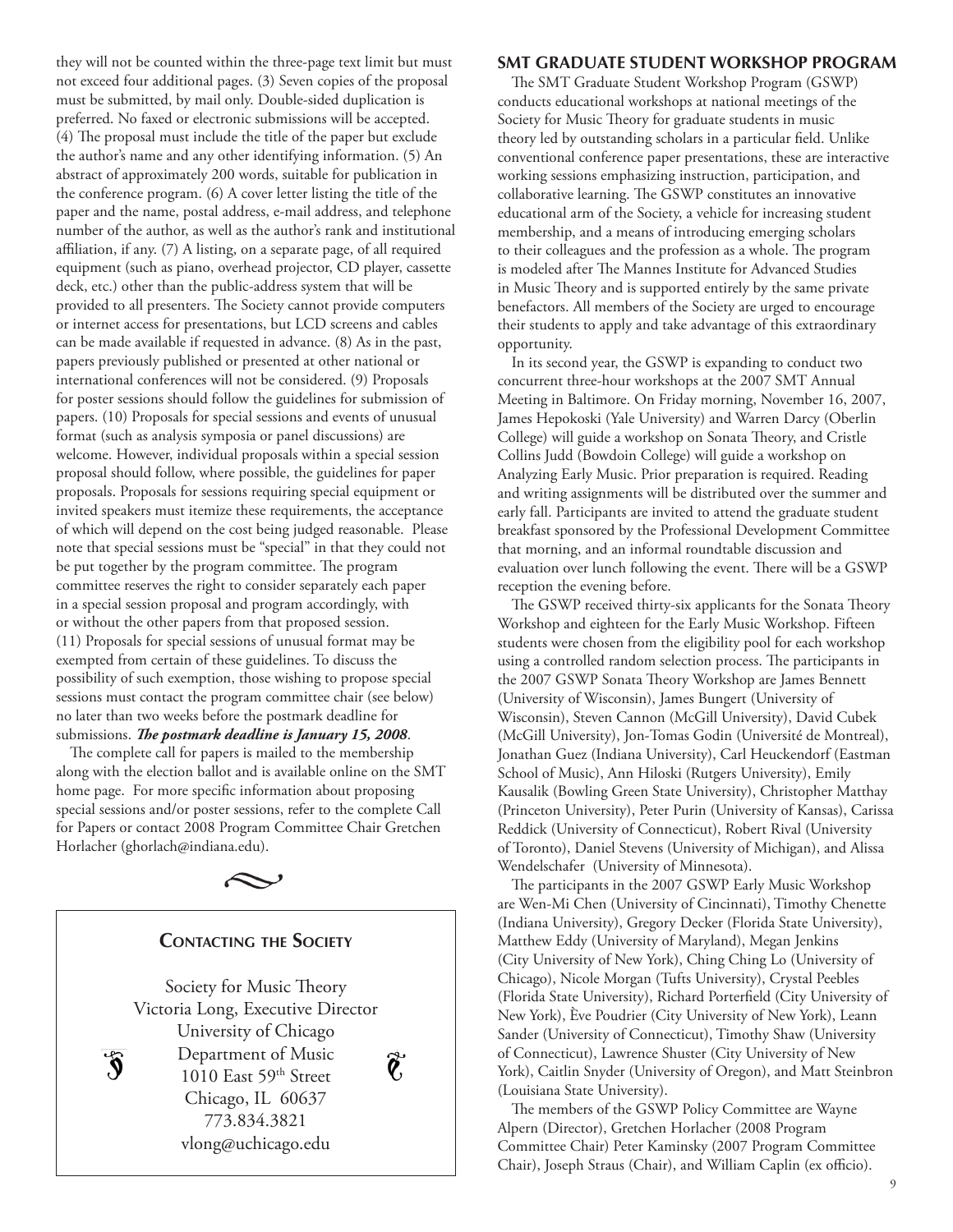they will not be counted within the three-page text limit but must not exceed four additional pages. (3) Seven copies of the proposal must be submitted, by mail only. Double-sided duplication is preferred. No faxed or electronic submissions will be accepted. (4) The proposal must include the title of the paper but exclude the author's name and any other identifying information. (5) An abstract of approximately 200 words, suitable for publication in the conference program. (6) A cover letter listing the title of the paper and the name, postal address, e-mail address, and telephone number of the author, as well as the author's rank and institutional affiliation, if any. (7) A listing, on a separate page, of all required equipment (such as piano, overhead projector, CD player, cassette deck, etc.) other than the public-address system that will be provided to all presenters. The Society cannot provide computers or internet access for presentations, but LCD screens and cables can be made available if requested in advance. (8) As in the past, papers previously published or presented at other national or international conferences will not be considered. (9) Proposals for poster sessions should follow the guidelines for submission of papers. (10) Proposals for special sessions and events of unusual format (such as analysis symposia or panel discussions) are welcome. However, individual proposals within a special session proposal should follow, where possible, the guidelines for paper proposals. Proposals for sessions requiring special equipment or invited speakers must itemize these requirements, the acceptance of which will depend on the cost being judged reasonable. Please note that special sessions must be "special" in that they could not be put together by the program committee. The program committee reserves the right to consider separately each paper in a special session proposal and program accordingly, with or without the other papers from that proposed session. (11) Proposals for special sessions of unusual format may be exempted from certain of these guidelines. To discuss the possibility of such exemption, those wishing to propose special sessions must contact the program committee chair (see below) no later than two weeks before the postmark deadline for submissions. ***The postmark deadline is January 15, 2008***.

The complete call for papers is mailed to the membership along with the election ballot and is available online on the SMT home page. For more specific information about proposing special sessions and/or poster sessions, refer to the complete Call for Papers or contact 2008 Program Committee Chair Gretchen Horlacher (ghorlach@indiana.edu).

## Contacting the Society

Society for Music Theory
Victoria Long, Executive Director
University of Chicago
Department of Music
1010 East 59th Street
Chicago, IL 60637
773.834.3821
vlong@uchicago.edu

## SMT GRADUATE STUDENT WORKSHOP PROGRAM

The SMT Graduate Student Workshop Program (GSWP) conducts educational workshops at national meetings of the Society for Music Theory for graduate students in music theory led by outstanding scholars in a particular field. Unlike conventional conference paper presentations, these are interactive working sessions emphasizing instruction, participation, and collaborative learning. The GSWP constitutes an innovative educational arm of the Society, a vehicle for increasing student membership, and a means of introducing emerging scholars to their colleagues and the profession as a whole. The program is modeled after The Mannes Institute for Advanced Studies in Music Theory and is supported entirely by the same private benefactors. All members of the Society are urged to encourage their students to apply and take advantage of this extraordinary opportunity.

In its second year, the GSWP is expanding to conduct two concurrent three-hour workshops at the 2007 SMT Annual Meeting in Baltimore. On Friday morning, November 16, 2007, James Hepokoski (Yale University) and Warren Darcy (Oberlin College) will guide a workshop on Sonata Theory, and Cristle Collins Judd (Bowdoin College) will guide a workshop on Analyzing Early Music. Prior preparation is required. Reading and writing assignments will be distributed over the summer and early fall. Participants are invited to attend the graduate student breakfast sponsored by the Professional Development Committee that morning, and an informal roundtable discussion and evaluation over lunch following the event. There will be a GSWP reception the evening before.

The GSWP received thirty-six applicants for the Sonata Theory Workshop and eighteen for the Early Music Workshop. Fifteen students were chosen from the eligibility pool for each workshop using a controlled random selection process. The participants in the 2007 GSWP Sonata Theory Workshop are James Bennett (University of Wisconsin), James Bungert (University of Wisconsin), Steven Cannon (McGill University), David Cubek (McGill University), Jon-Tomas Godin (Université de Montreal), Jonathan Guez (Indiana University), Carl Heuckendorf (Eastman School of Music), Ann Hiloski (Rutgers University), Emily Kausalik (Bowling Green State University), Christopher Matthay (Princeton University), Peter Purin (University of Kansas), Carissa Reddick (University of Connecticut), Robert Rival (University of Toronto), Daniel Stevens (University of Michigan), and Alissa Wendelschafer (University of Minnesota).

The participants in the 2007 GSWP Early Music Workshop are Wen-Mi Chen (University of Cincinnati), Timothy Chenette (Indiana University), Gregory Decker (Florida State University), Matthew Eddy (University of Maryland), Megan Jenkins (City University of New York), Ching Ching Lo (University of Chicago), Nicole Morgan (Tufts University), Crystal Peebles (Florida State University), Richard Porterfield (City University of New York), Ève Poudrier (City University of New York), Leann Sander (University of Connecticut), Timothy Shaw (University of Connecticut), Lawrence Shuster (City University of New York), Caitlin Snyder (University of Oregon), and Matt Steinbron (Louisiana State University).

The members of the GSWP Policy Committee are Wayne Alpern (Director), Gretchen Horlacher (2008 Program Committee Chair) Peter Kaminsky (2007 Program Committee Chair), Joseph Straus (Chair), and William Caplin (ex officio).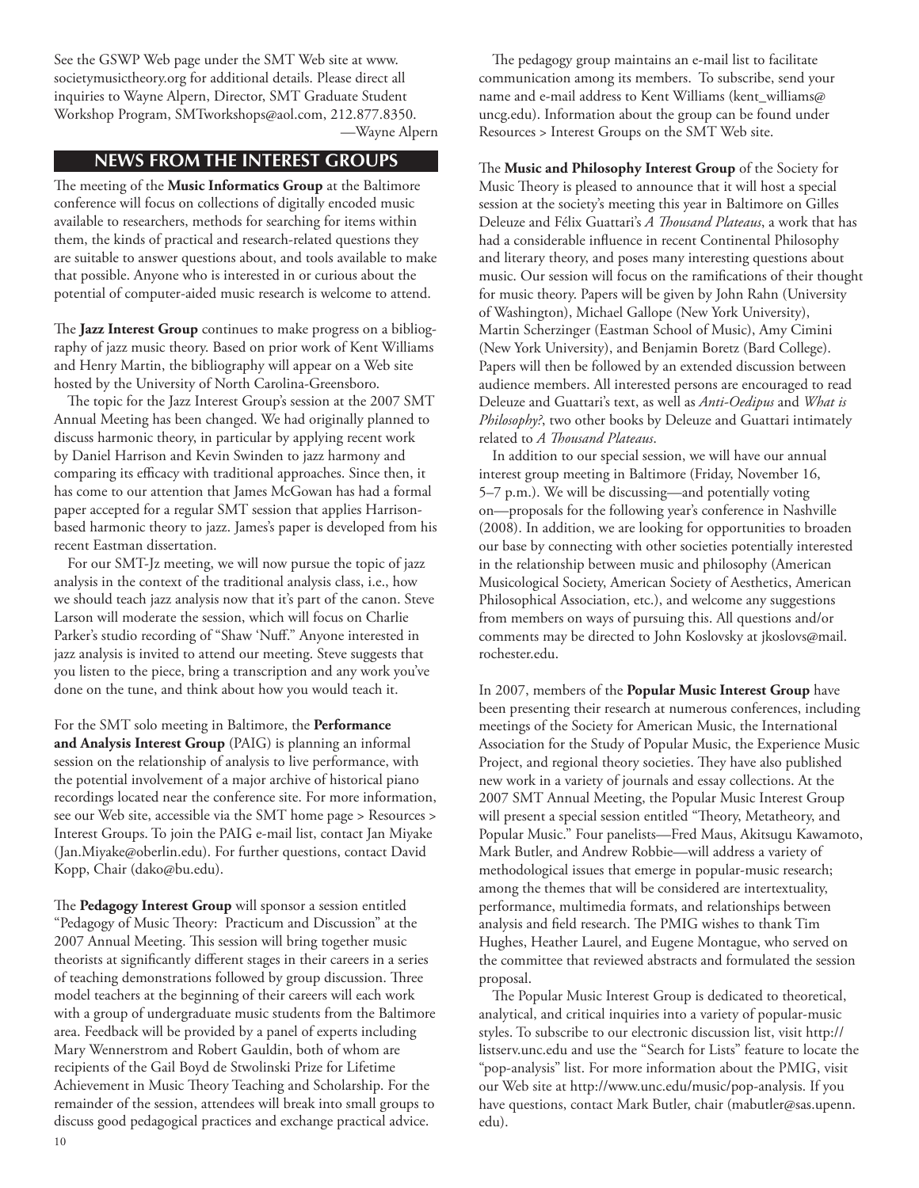See the GSWP Web page under the SMT Web site at www.societymusictheory.org for additional details. Please direct all inquiries to Wayne Alpern, Director, SMT Graduate Student Workshop Program, SMTworkshops@aol.com, 212.877.8350.

—Wayne Alpern

## NEWS FROM THE INTEREST GROUPS

The meeting of the **Music Informatics Group** at the Baltimore conference will focus on collections of digitally encoded music available to researchers, methods for searching for items within them, the kinds of practical and research-related questions they are suitable to answer questions about, and tools available to make that possible. Anyone who is interested in or curious about the potential of computer-aided music research is welcome to attend.

The **Jazz Interest Group** continues to make progress on a bibliography of jazz music theory. Based on prior work of Kent Williams and Henry Martin, the bibliography will appear on a Web site hosted by the University of North Carolina-Greensboro.

The topic for the Jazz Interest Group's session at the 2007 SMT Annual Meeting has been changed. We had originally planned to discuss harmonic theory, in particular by applying recent work by Daniel Harrison and Kevin Swinden to jazz harmony and comparing its efficacy with traditional approaches. Since then, it has come to our attention that James McGowan has had a formal paper accepted for a regular SMT session that applies Harrison-based harmonic theory to jazz. James's paper is developed from his recent Eastman dissertation.

For our SMT-Jz meeting, we will now pursue the topic of jazz analysis in the context of the traditional analysis class, i.e., how we should teach jazz analysis now that it's part of the canon. Steve Larson will moderate the session, which will focus on Charlie Parker's studio recording of "Shaw 'Nuff." Anyone interested in jazz analysis is invited to attend our meeting. Steve suggests that you listen to the piece, bring a transcription and any work you've done on the tune, and think about how you would teach it.

For the SMT solo meeting in Baltimore, the **Performance and Analysis Interest Group** (PAIG) is planning an informal session on the relationship of analysis to live performance, with the potential involvement of a major archive of historical piano recordings located near the conference site. For more information, see our Web site, accessible via the SMT home page > Resources > Interest Groups. To join the PAIG e-mail list, contact Jan Miyake (Jan.Miyake@oberlin.edu). For further questions, contact David Kopp, Chair (dako@bu.edu).

The **Pedagogy Interest Group** will sponsor a session entitled "Pedagogy of Music Theory: Practicum and Discussion" at the 2007 Annual Meeting. This session will bring together music theorists at significantly different stages in their careers in a series of teaching demonstrations followed by group discussion. Three model teachers at the beginning of their careers will each work with a group of undergraduate music students from the Baltimore area. Feedback will be provided by a panel of experts including Mary Wennerstrom and Robert Gauldin, both of whom are recipients of the Gail Boyd de Stwolinski Prize for Lifetime Achievement in Music Theory Teaching and Scholarship. For the remainder of the session, attendees will break into small groups to discuss good pedagogical practices and exchange practical advice.

The pedagogy group maintains an e-mail list to facilitate communication among its members. To subscribe, send your name and e-mail address to Kent Williams (kent_williams@uncg.edu). Information about the group can be found under Resources > Interest Groups on the SMT Web site.

The **Music and Philosophy Interest Group** of the Society for Music Theory is pleased to announce that it will host a special session at the society's meeting this year in Baltimore on Gilles Deleuze and Félix Guattari's *A Thousand Plateaus*, a work that has had a considerable influence in recent Continental Philosophy and literary theory, and poses many interesting questions about music. Our session will focus on the ramifications of their thought for music theory. Papers will be given by John Rahn (University of Washington), Michael Gallope (New York University), Martin Scherzinger (Eastman School of Music), Amy Cimini (New York University), and Benjamin Boretz (Bard College). Papers will then be followed by an extended discussion between audience members. All interested persons are encouraged to read Deleuze and Guattari's text, as well as *Anti-Oedipus* and *What is Philosophy?*, two other books by Deleuze and Guattari intimately related to *A Thousand Plateaus*.

In addition to our special session, we will have our annual interest group meeting in Baltimore (Friday, November 16, 5–7 p.m.). We will be discussing—and potentially voting on—proposals for the following year's conference in Nashville (2008). In addition, we are looking for opportunities to broaden our base by connecting with other societies potentially interested in the relationship between music and philosophy (American Musicological Society, American Society of Aesthetics, American Philosophical Association, etc.), and welcome any suggestions from members on ways of pursuing this. All questions and/or comments may be directed to John Koslovsky at jkoslovs@mail.rochester.edu.

In 2007, members of the **Popular Music Interest Group** have been presenting their research at numerous conferences, including meetings of the Society for American Music, the International Association for the Study of Popular Music, the Experience Music Project, and regional theory societies. They have also published new work in a variety of journals and essay collections. At the 2007 SMT Annual Meeting, the Popular Music Interest Group will present a special session entitled "Theory, Metatheory, and Popular Music." Four panelists—Fred Maus, Akitsugu Kawamoto, Mark Butler, and Andrew Robbie—will address a variety of methodological issues that emerge in popular-music research; among the themes that will be considered are intertextuality, performance, multimedia formats, and relationships between analysis and field research. The PMIG wishes to thank Tim Hughes, Heather Laurel, and Eugene Montague, who served on the committee that reviewed abstracts and formulated the session proposal.

The Popular Music Interest Group is dedicated to theoretical, analytical, and critical inquiries into a variety of popular-music styles. To subscribe to our electronic discussion list, visit http://listserv.unc.edu and use the "Search for Lists" feature to locate the "pop-analysis" list. For more information about the PMIG, visit our Web site at http://www.unc.edu/music/pop-analysis. If you have questions, contact Mark Butler, chair (mabutler@sas.upenn.edu).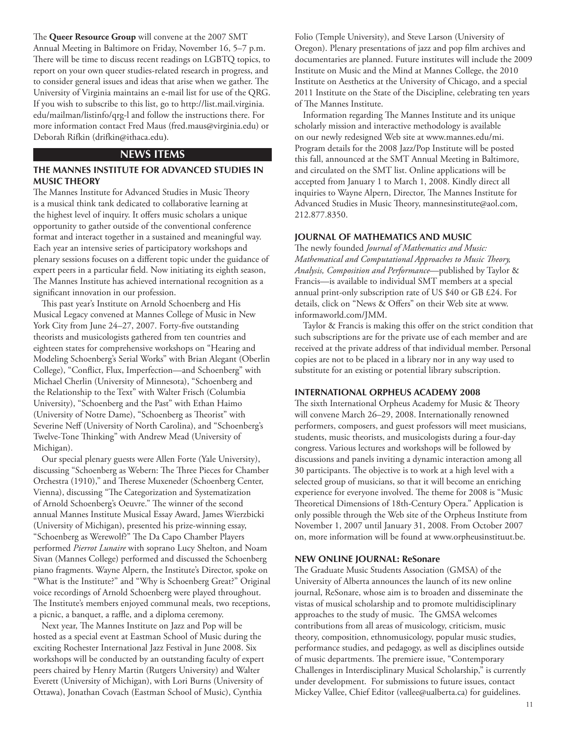The **Queer Resource Group** will convene at the 2007 SMT Annual Meeting in Baltimore on Friday, November 16, 5–7 p.m. There will be time to discuss recent readings on LGBTQ topics, to report on your own queer studies-related research in progress, and to consider general issues and ideas that arise when we gather. The University of Virginia maintains an e-mail list for use of the QRG. If you wish to subscribe to this list, go to http://list.mail.virginia.edu/mailman/listinfo/qrg-l and follow the instructions there. For more information contact Fred Maus (fred.maus@virginia.edu) or Deborah Rifkin (drifkin@ithaca.edu).

## NEWS ITEMS

### THE MANNES INSTITUTE FOR ADVANCED STUDIES IN MUSIC THEORY

The Mannes Institute for Advanced Studies in Music Theory is a musical think tank dedicated to collaborative learning at the highest level of inquiry. It offers music scholars a unique opportunity to gather outside of the conventional conference format and interact together in a sustained and meaningful way. Each year an intensive series of participatory workshops and plenary sessions focuses on a different topic under the guidance of expert peers in a particular field. Now initiating its eighth season, The Mannes Institute has achieved international recognition as a significant innovation in our profession.

This past year's Institute on Arnold Schoenberg and His Musical Legacy convened at Mannes College of Music in New York City from June 24–27, 2007. Forty-five outstanding theorists and musicologists gathered from ten countries and eighteen states for comprehensive workshops on "Hearing and Modeling Schoenberg's Serial Works" with Brian Alegant (Oberlin College), "Conflict, Flux, Imperfection—and Schoenberg" with Michael Cherlin (University of Minnesota), "Schoenberg and the Relationship to the Text" with Walter Frisch (Columbia University), "Schoenberg and the Past" with Ethan Haimo (University of Notre Dame), "Schoenberg as Theorist" with Severine Neff (University of North Carolina), and "Schoenberg's Twelve-Tone Thinking" with Andrew Mead (University of Michigan).

Our special plenary guests were Allen Forte (Yale University), discussing "Schoenberg as Webern: The Three Pieces for Chamber Orchestra (1910)," and Therese Muxeneder (Schoenberg Center, Vienna), discussing "The Categorization and Systematization of Arnold Schoenberg's Oeuvre." The winner of the second annual Mannes Institute Musical Essay Award, James Wierzbicki (University of Michigan), presented his prize-winning essay, "Schoenberg as Werewolf?" The Da Capo Chamber Players performed *Pierrot Lunaire* with soprano Lucy Shelton, and Noam Sivan (Mannes College) performed and discussed the Schoenberg piano fragments. Wayne Alpern, the Institute's Director, spoke on "What is the Institute?" and "Why is Schoenberg Great?" Original voice recordings of Arnold Schoenberg were played throughout. The Institute's members enjoyed communal meals, two receptions, a picnic, a banquet, a raffle, and a diploma ceremony.

Next year, The Mannes Institute on Jazz and Pop will be hosted as a special event at Eastman School of Music during the exciting Rochester International Jazz Festival in June 2008. Six workshops will be conducted by an outstanding faculty of expert peers chaired by Henry Martin (Rutgers University) and Walter Everett (University of Michigan), with Lori Burns (University of Ottawa), Jonathan Covach (Eastman School of Music), Cynthia Folio (Temple University), and Steve Larson (University of Oregon). Plenary presentations of jazz and pop film archives and documentaries are planned. Future institutes will include the 2009 Institute on Music and the Mind at Mannes College, the 2010 Institute on Aesthetics at the University of Chicago, and a special 2011 Institute on the State of the Discipline, celebrating ten years of The Mannes Institute.

Information regarding The Mannes Institute and its unique scholarly mission and interactive methodology is available on our newly redesigned Web site at www.mannes.edu/mi. Program details for the 2008 Jazz/Pop Institute will be posted this fall, announced at the SMT Annual Meeting in Baltimore, and circulated on the SMT list. Online applications will be accepted from January 1 to March 1, 2008. Kindly direct all inquiries to Wayne Alpern, Director, The Mannes Institute for Advanced Studies in Music Theory, mannesinstitute@aol.com, 212.877.8350.

### JOURNAL OF MATHEMATICS AND MUSIC

The newly founded *Journal of Mathematics and Music: Mathematical and Computational Approaches to Music Theory, Analysis, Composition and Performance*—published by Taylor & Francis—is available to individual SMT members at a special annual print-only subscription rate of US $40 or GB £24. For details, click on "News & Offers" on their Web site at www.informaworld.com/JMM.

Taylor & Francis is making this offer on the strict condition that such subscriptions are for the private use of each member and are received at the private address of that individual member. Personal copies are not to be placed in a library nor in any way used to substitute for an existing or potential library subscription.

### INTERNATIONAL ORPHEUS ACADEMY 2008

The sixth International Orpheus Academy for Music & Theory will convene March 26–29, 2008. Internationally renowned performers, composers, and guest professors will meet musicians, students, music theorists, and musicologists during a four-day congress. Various lectures and workshops will be followed by discussions and panels inviting a dynamic interaction among all 30 participants. The objective is to work at a high level with a selected group of musicians, so that it will become an enriching experience for everyone involved. The theme for 2008 is "Music Theoretical Dimensions of 18th-Century Opera." Application is only possible through the Web site of the Orpheus Institute from November 1, 2007 until January 31, 2008. From October 2007 on, more information will be found at www.orpheusinstituut.be.

### NEW ONLINE JOURNAL: ReSonare

The Graduate Music Students Association (GMSA) of the University of Alberta announces the launch of its new online journal, ReSonare, whose aim is to broaden and disseminate the vistas of musical scholarship and to promote multidisciplinary approaches to the study of music. The GMSA welcomes contributions from all areas of musicology, criticism, music theory, composition, ethnomusicology, popular music studies, performance studies, and pedagogy, as well as disciplines outside of music departments. The premiere issue, "Contemporary Challenges in Interdisciplinary Musical Scholarship," is currently under development. For submissions to future issues, contact Mickey Vallee, Chief Editor (vallee@ualberta.ca) for guidelines.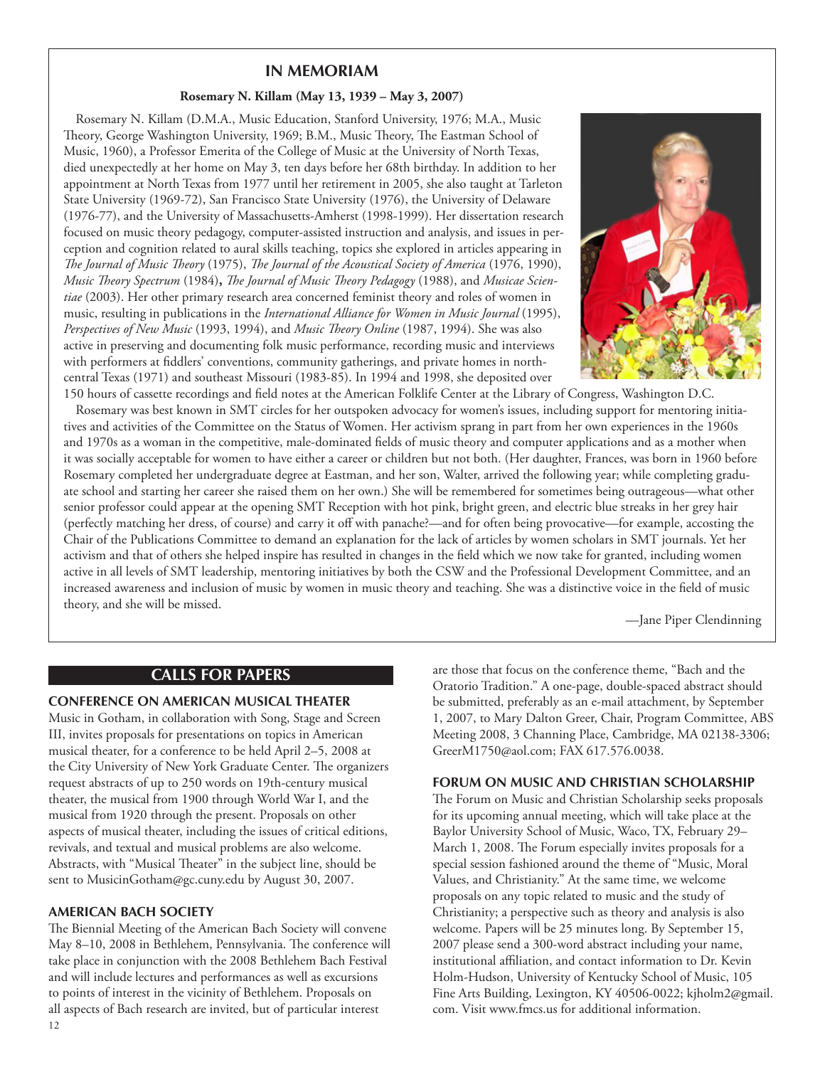## IN MEMORIAM

**Rosemary N. Killam (May 13, 1939 – May 3, 2007)**

Rosemary N. Killam (D.M.A., Music Education, Stanford University, 1976; M.A., Music Theory, George Washington University, 1969; B.M., Music Theory, The Eastman School of Music, 1960), a Professor Emerita of the College of Music at the University of North Texas, died unexpectedly at her home on May 3, ten days before her 68th birthday. In addition to her appointment at North Texas from 1977 until her retirement in 2005, she also taught at Tarleton State University (1969-72), San Francisco State University (1976), the University of Delaware (1976-77), and the University of Massachusetts-Amherst (1998-1999). Her dissertation research focused on music theory pedagogy, computer-assisted instruction and analysis, and issues in perception and cognition related to aural skills teaching, topics she explored in articles appearing in *The Journal of Music Theory* (1975), *The Journal of the Acoustical Society of America* (1976, 1990), *Music Theory Spectrum* (1984)**,** *The Journal of Music Theory Pedagogy* (1988), and *Musicae Scientiae* (2003). Her other primary research area concerned feminist theory and roles of women in music, resulting in publications in the *International Alliance for Women in Music Journal* (1995), *Perspectives of New Music* (1993, 1994), and *Music Theory Online* (1987, 1994). She was also active in preserving and documenting folk music performance, recording music and interviews with performers at fiddlers' conventions, community gatherings, and private homes in north-central Texas (1971) and southeast Missouri (1983-85). In 1994 and 1998, she deposited over 150 hours of cassette recordings and field notes at the American Folklife Center at the Library of Congress, Washington D.C.

Rosemary was best known in SMT circles for her outspoken advocacy for women's issues, including support for mentoring initiatives and activities of the Committee on the Status of Women. Her activism sprang in part from her own experiences in the 1960s and 1970s as a woman in the competitive, male-dominated fields of music theory and computer applications and as a mother when it was socially acceptable for women to have either a career or children but not both. (Her daughter, Frances, was born in 1960 before Rosemary completed her undergraduate degree at Eastman, and her son, Walter, arrived the following year; while completing graduate school and starting her career she raised them on her own.) She will be remembered for sometimes being outrageous—what other senior professor could appear at the opening SMT Reception with hot pink, bright green, and electric blue streaks in her grey hair (perfectly matching her dress, of course) and carry it off with panache?—and for often being provocative—for example, accosting the Chair of the Publications Committee to demand an explanation for the lack of articles by women scholars in SMT journals. Yet her activism and that of others she helped inspire has resulted in changes in the field which we now take for granted, including women active in all levels of SMT leadership, mentoring initiatives by both the CSW and the Professional Development Committee, and an increased awareness and inclusion of music by women in music theory and teaching. She was a distinctive voice in the field of music theory, and she will be missed.

—Jane Piper Clendinning

## CALLS FOR PAPERS

### CONFERENCE ON AMERICAN MUSICAL THEATER

Music in Gotham, in collaboration with Song, Stage and Screen III, invites proposals for presentations on topics in American musical theater, for a conference to be held April 2–5, 2008 at the City University of New York Graduate Center. The organizers request abstracts of up to 250 words on 19th-century musical theater, the musical from 1900 through World War I, and the musical from 1920 through the present. Proposals on other aspects of musical theater, including the issues of critical editions, revivals, and textual and musical problems are also welcome. Abstracts, with "Musical Theater" in the subject line, should be sent to MusicinGotham@gc.cuny.edu by August 30, 2007.

### AMERICAN BACH SOCIETY

The Biennial Meeting of the American Bach Society will convene May 8–10, 2008 in Bethlehem, Pennsylvania. The conference will take place in conjunction with the 2008 Bethlehem Bach Festival and will include lectures and performances as well as excursions to points of interest in the vicinity of Bethlehem. Proposals on all aspects of Bach research are invited, but of particular interest are those that focus on the conference theme, "Bach and the Oratorio Tradition." A one-page, double-spaced abstract should be submitted, preferably as an e-mail attachment, by September 1, 2007, to Mary Dalton Greer, Chair, Program Committee, ABS Meeting 2008, 3 Channing Place, Cambridge, MA 02138-3306; GreerM1750@aol.com; FAX 617.576.0038.

### FORUM ON MUSIC AND CHRISTIAN SCHOLARSHIP

The Forum on Music and Christian Scholarship seeks proposals for its upcoming annual meeting, which will take place at the Baylor University School of Music, Waco, TX, February 29–March 1, 2008. The Forum especially invites proposals for a special session fashioned around the theme of "Music, Moral Values, and Christianity." At the same time, we welcome proposals on any topic related to music and the study of Christianity; a perspective such as theory and analysis is also welcome. Papers will be 25 minutes long. By September 15, 2007 please send a 300-word abstract including your name, institutional affiliation, and contact information to Dr. Kevin Holm-Hudson, University of Kentucky School of Music, 105 Fine Arts Building, Lexington, KY 40506-0022; kjholm2@gmail.com. Visit www.fmcs.us for additional information.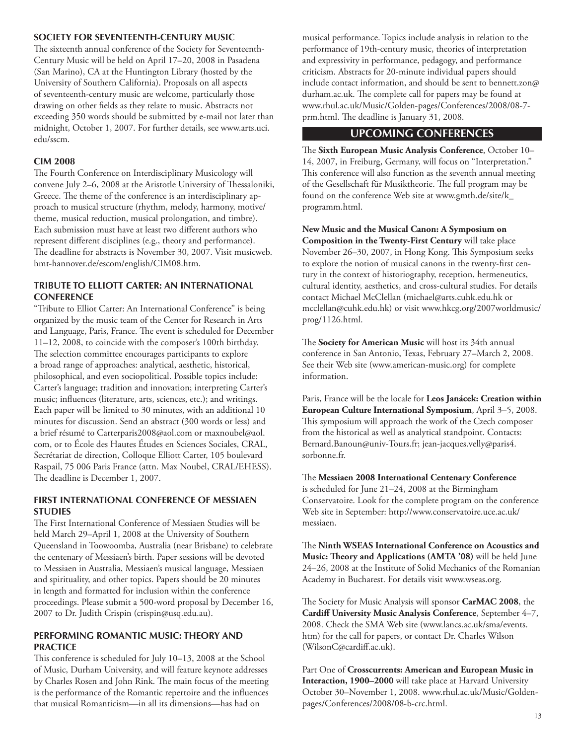### SOCIETY FOR SEVENTEENTH-CENTURY MUSIC

The sixteenth annual conference of the Society for Seventeenth-Century Music will be held on April 17–20, 2008 in Pasadena (San Marino), CA at the Huntington Library (hosted by the University of Southern California). Proposals on all aspects of seventeenth-century music are welcome, particularly those drawing on other fields as they relate to music. Abstracts not exceeding 350 words should be submitted by e-mail not later than midnight, October 1, 2007. For further details, see www.arts.uci.edu/sscm.

### CIM 2008

The Fourth Conference on Interdisciplinary Musicology will convene July 2–6, 2008 at the Aristotle University of Thessaloniki, Greece. The theme of the conference is an interdisciplinary approach to musical structure (rhythm, melody, harmony, motive/theme, musical reduction, musical prolongation, and timbre). Each submission must have at least two different authors who represent different disciplines (e.g., theory and performance). The deadline for abstracts is November 30, 2007. Visit musicweb.hmt-hannover.de/escom/english/CIM08.htm.

### TRIBUTE TO ELLIOTT CARTER: AN INTERNATIONAL CONFERENCE

"Tribute to Elliot Carter: An International Conference" is being organized by the music team of the Center for Research in Arts and Language, Paris, France. The event is scheduled for December 11–12, 2008, to coincide with the composer's 100th birthday. The selection committee encourages participants to explore a broad range of approaches: analytical, aesthetic, historical, philosophical, and even sociopolitical. Possible topics include: Carter's language; tradition and innovation; interpreting Carter's music; influences (literature, arts, sciences, etc.); and writings. Each paper will be limited to 30 minutes, with an additional 10 minutes for discussion. Send an abstract (300 words or less) and a brief résumé to Carterparis2008@aol.com or maxnoubel@aol.com, or to École des Hautes Études en Sciences Sociales, CRAL, Secrétariat de direction, Colloque Elliott Carter, 105 boulevard Raspail, 75 006 Paris France (attn. Max Noubel, CRAL/EHESS). The deadline is December 1, 2007.

### FIRST INTERNATIONAL CONFERENCE OF MESSIAEN STUDIES

The First International Conference of Messiaen Studies will be held March 29–April 1, 2008 at the University of Southern Queensland in Toowoomba, Australia (near Brisbane) to celebrate the centenary of Messiaen's birth. Paper sessions will be devoted to Messiaen in Australia, Messiaen's musical language, Messiaen and spirituality, and other topics. Papers should be 20 minutes in length and formatted for inclusion within the conference proceedings. Please submit a 500-word proposal by December 16, 2007 to Dr. Judith Crispin (crispin@usq.edu.au).

### PERFORMING ROMANTIC MUSIC: THEORY AND PRACTICE

This conference is scheduled for July 10–13, 2008 at the School of Music, Durham University, and will feature keynote addresses by Charles Rosen and John Rink. The main focus of the meeting is the performance of the Romantic repertoire and the influences that musical Romanticism—in all its dimensions—has had on musical performance. Topics include analysis in relation to the performance of 19th-century music, theories of interpretation and expressivity in performance, pedagogy, and performance criticism. Abstracts for 20-minute individual papers should include contact information, and should be sent to bennett.zon@durham.ac.uk. The complete call for papers may be found at www.rhul.ac.uk/Music/Golden-pages/Conferences/2008/08-7-prm.html. The deadline is January 31, 2008.

## UPCOMING CONFERENCES

The **Sixth European Music Analysis Conference**, October 10–14, 2007, in Freiburg, Germany, will focus on "Interpretation." This conference will also function as the seventh annual meeting of the Gesellschaft für Musiktheorie. The full program may be found on the conference Web site at www.gmth.de/site/k_programm.html.

**New Music and the Musical Canon: A Symposium on Composition in the Twenty-First Century** will take place November 26–30, 2007, in Hong Kong. This Symposium seeks to explore the notion of musical canons in the twenty-first century in the context of historiography, reception, hermeneutics, cultural identity, aesthetics, and cross-cultural studies. For details contact Michael McClellan (michael@arts.cuhk.edu.hk or mcclellan@cuhk.edu.hk) or visit www.hkcg.org/2007worldmusic/prog/1126.html.

The **Society for American Music** will host its 34th annual conference in San Antonio, Texas, February 27–March 2, 2008. See their Web site (www.american-music.org) for complete information.

Paris, France will be the locale for **Leos Janácek: Creation within European Culture International Symposium**, April 3–5, 2008. This symposium will approach the work of the Czech composer from the historical as well as analytical standpoint. Contacts: Bernard.Banoun@univ-Tours.fr; jean-jacques.velly@paris4.sorbonne.fr.

The **Messiaen 2008 International Centenary Conference** is scheduled for June 21–24, 2008 at the Birmingham Conservatoire. Look for the complete program on the conference Web site in September: http://www.conservatoire.uce.ac.uk/messiaen.

The **Ninth WSEAS International Conference on Acoustics and Music: Theory and Applications (AMTA '08)** will be held June 24–26, 2008 at the Institute of Solid Mechanics of the Romanian Academy in Bucharest. For details visit www.wseas.org.

The Society for Music Analysis will sponsor **CarMAC 2008**, the **Cardiff University Music Analysis Conference**, September 4–7, 2008. Check the SMA Web site (www.lancs.ac.uk/sma/events.htm) for the call for papers, or contact Dr. Charles Wilson (WilsonC@cardiff.ac.uk).

Part One of **Crosscurrents: American and European Music in Interaction, 1900–2000** will take place at Harvard University October 30–November 1, 2008. www.rhul.ac.uk/Music/Golden-pages/Conferences/2008/08-b-crc.html.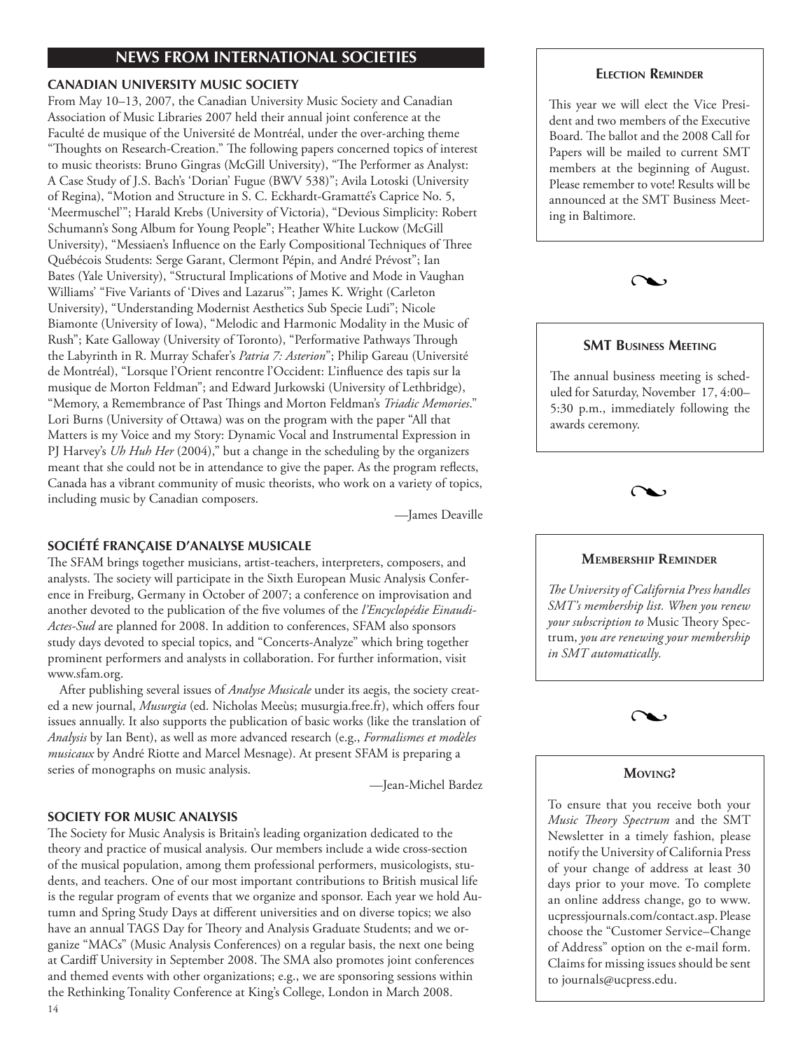## NEWS FROM INTERNATIONAL SOCIETIES

### CANADIAN UNIVERSITY MUSIC SOCIETY

From May 10–13, 2007, the Canadian University Music Society and Canadian Association of Music Libraries 2007 held their annual joint conference at the Faculté de musique of the Université de Montréal, under the over-arching theme "Thoughts on Research-Creation." The following papers concerned topics of interest to music theorists: Bruno Gingras (McGill University), "The Performer as Analyst: A Case Study of J.S. Bach's 'Dorian' Fugue (BWV 538)"; Avila Lotoski (University of Regina), "Motion and Structure in S. C. Eckhardt-Gramatté's Caprice No. 5, 'Meermuschel'"; Harald Krebs (University of Victoria), "Devious Simplicity: Robert Schumann's Song Album for Young People"; Heather White Luckow (McGill University), "Messiaen's Influence on the Early Compositional Techniques of Three Québécois Students: Serge Garant, Clermont Pépin, and André Prévost"; Ian Bates (Yale University), "Structural Implications of Motive and Mode in Vaughan Williams' "Five Variants of 'Dives and Lazarus'"; James K. Wright (Carleton University), "Understanding Modernist Aesthetics Sub Specie Ludi"; Nicole Biamonte (University of Iowa), "Melodic and Harmonic Modality in the Music of Rush"; Kate Galloway (University of Toronto), "Performative Pathways Through the Labyrinth in R. Murray Schafer's *Patria 7: Asterion*"; Philip Gareau (Université de Montréal), "Lorsque l'Orient rencontre l'Occident: L'influence des tapis sur la musique de Morton Feldman"; and Edward Jurkowski (University of Lethbridge), "Memory, a Remembrance of Past Things and Morton Feldman's *Triadic Memories*." Lori Burns (University of Ottawa) was on the program with the paper "All that Matters is my Voice and my Story: Dynamic Vocal and Instrumental Expression in PJ Harvey's *Uh Huh Her* (2004)," but a change in the scheduling by the organizers meant that she could not be in attendance to give the paper. As the program reflects, Canada has a vibrant community of music theorists, who work on a variety of topics, including music by Canadian composers.

—James Deaville

### SOCIÉTÉ FRANÇAISE D'ANALYSE MUSICALE

The SFAM brings together musicians, artist-teachers, interpreters, composers, and analysts. The society will participate in the Sixth European Music Analysis Conference in Freiburg, Germany in October of 2007; a conference on improvisation and another devoted to the publication of the five volumes of the *l'Encyclopédie Einaudi-Actes-Sud* are planned for 2008. In addition to conferences, SFAM also sponsors study days devoted to special topics, and "Concerts-Analyze" which bring together prominent performers and analysts in collaboration. For further information, visit www.sfam.org.

After publishing several issues of *Analyse Musicale* under its aegis, the society created a new journal, *Musurgia* (ed. Nicholas Meeùs; musurgia.free.fr), which offers four issues annually. It also supports the publication of basic works (like the translation of *Analysis* by Ian Bent), as well as more advanced research (e.g., *Formalismes et modèles musicaux* by André Riotte and Marcel Mesnage). At present SFAM is preparing a series of monographs on music analysis.

—Jean-Michel Bardez

### SOCIETY FOR MUSIC ANALYSIS

The Society for Music Analysis is Britain's leading organization dedicated to the theory and practice of musical analysis. Our members include a wide cross-section of the musical population, among them professional performers, musicologists, students, and teachers. One of our most important contributions to British musical life is the regular program of events that we organize and sponsor. Each year we hold Autumn and Spring Study Days at different universities and on diverse topics; we also have an annual TAGS Day for Theory and Analysis Graduate Students; and we organize "MACs" (Music Analysis Conferences) on a regular basis, the next one being at Cardiff University in September 2008. The SMA also promotes joint conferences and themed events with other organizations; e.g., we are sponsoring sessions within the Rethinking Tonality Conference at King's College, London in March 2008.

---

#### ELECTION REMINDER

This year we will elect the Vice President and two members of the Executive Board. The ballot and the 2008 Call for Papers will be mailed to current SMT members at the beginning of August. Please remember to vote! Results will be announced at the SMT Business Meeting in Baltimore.

#### SMT BUSINESS MEETING

The annual business meeting is scheduled for Saturday, November 17, 4:00–5:30 p.m., immediately following the awards ceremony.

#### MEMBERSHIP REMINDER

*The University of California Press handles SMT's membership list. When you renew your subscription to* Music Theory Spectrum, *you are renewing your membership in SMT automatically.*

#### MOVING?

To ensure that you receive both your *Music Theory Spectrum* and the SMT Newsletter in a timely fashion, please notify the University of California Press of your change of address at least 30 days prior to your move. To complete an online address change, go to www.ucpressjournals.com/contact.asp. Please choose the "Customer Service–Change of Address" option on the e-mail form. Claims for missing issues should be sent to journals@ucpress.edu.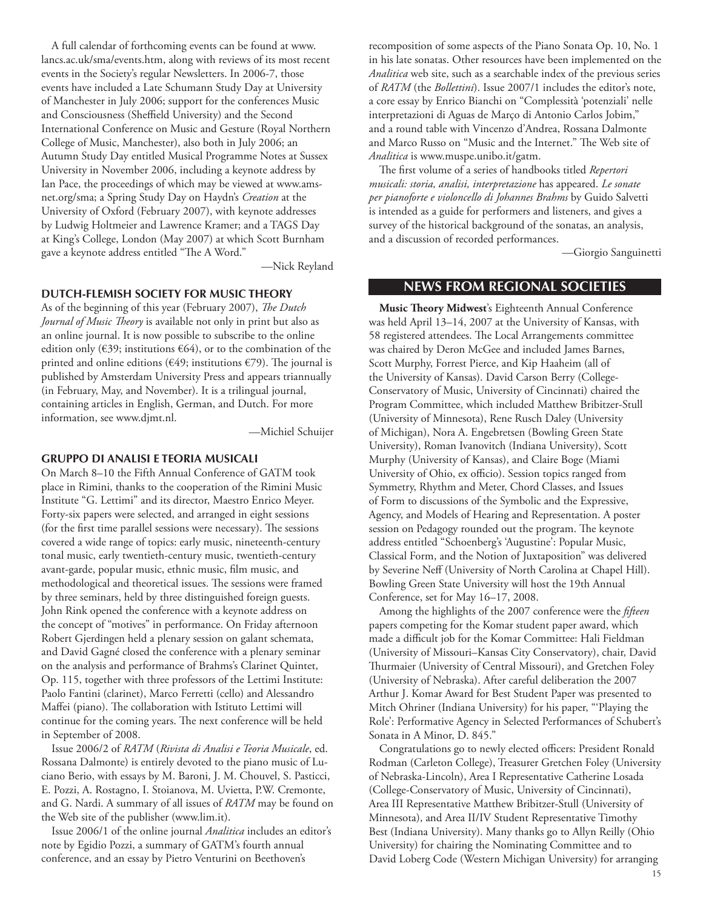A full calendar of forthcoming events can be found at www.lancs.ac.uk/sma/events.htm, along with reviews of its most recent events in the Society's regular Newsletters. In 2006-7, those events have included a Late Schumann Study Day at University of Manchester in July 2006; support for the conferences Music and Consciousness (Sheffield University) and the Second International Conference on Music and Gesture (Royal Northern College of Music, Manchester), also both in July 2006; an Autumn Study Day entitled Musical Programme Notes at Sussex University in November 2006, including a keynote address by Ian Pace, the proceedings of which may be viewed at www.ams-net.org/sma; a Spring Study Day on Haydn's *Creation* at the University of Oxford (February 2007), with keynote addresses by Ludwig Holtmeier and Lawrence Kramer; and a TAGS Day at King's College, London (May 2007) at which Scott Burnham gave a keynote address entitled "The A Word."

—Nick Reyland

### DUTCH-FLEMISH SOCIETY FOR MUSIC THEORY

As of the beginning of this year (February 2007), *The Dutch Journal of Music Theory* is available not only in print but also as an online journal. It is now possible to subscribe to the online edition only (€39; institutions €64), or to the combination of the printed and online editions (€49; institutions €79). The journal is published by Amsterdam University Press and appears triannually (in February, May, and November). It is a trilingual journal, containing articles in English, German, and Dutch. For more information, see www.djmt.nl.

—Michiel Schuijer

### GRUPPO DI ANALISI E TEORIA MUSICALI

On March 8–10 the Fifth Annual Conference of GATM took place in Rimini, thanks to the cooperation of the Rimini Music Institute "G. Lettimi" and its director, Maestro Enrico Meyer. Forty-six papers were selected, and arranged in eight sessions (for the first time parallel sessions were necessary). The sessions covered a wide range of topics: early music, nineteenth-century tonal music, early twentieth-century music, twentieth-century avant-garde, popular music, ethnic music, film music, and methodological and theoretical issues. The sessions were framed by three seminars, held by three distinguished foreign guests. John Rink opened the conference with a keynote address on the concept of "motives" in performance. On Friday afternoon Robert Gjerdingen held a plenary session on galant schemata, and David Gagné closed the conference with a plenary seminar on the analysis and performance of Brahms's Clarinet Quintet, Op. 115, together with three professors of the Lettimi Institute: Paolo Fantini (clarinet), Marco Ferretti (cello) and Alessandro Maffei (piano). The collaboration with Istituto Lettimi will continue for the coming years. The next conference will be held in September of 2008.

Issue 2006/2 of *RATM* (*Rivista di Analisi e Teoria Musicale*, ed. Rossana Dalmonte) is entirely devoted to the piano music of Luciano Berio, with essays by M. Baroni, J. M. Chouvel, S. Pasticci, E. Pozzi, A. Rostagno, I. Stoianova, M. Uvietta, P.W. Cremonte, and G. Nardi. A summary of all issues of *RATM* may be found on the Web site of the publisher (www.lim.it).

Issue 2006/1 of the online journal *Analitica* includes an editor's note by Egidio Pozzi, a summary of GATM's fourth annual conference, and an essay by Pietro Venturini on Beethoven's recomposition of some aspects of the Piano Sonata Op. 10, No. 1 in his late sonatas. Other resources have been implemented on the *Analitica* web site, such as a searchable index of the previous series of *RATM* (the *Bollettini*). Issue 2007/1 includes the editor's note, a core essay by Enrico Bianchi on "Complessità 'potenziali' nelle interpretazioni di Aguas de Março di Antonio Carlos Jobim," and a round table with Vincenzo d'Andrea, Rossana Dalmonte and Marco Russo on "Music and the Internet." The Web site of *Analitica* is www.muspe.unibo.it/gatm.

The first volume of a series of handbooks titled *Repertori musicali: storia, analisi, interpretazione* has appeared. *Le sonate per pianoforte e violoncello di Johannes Brahms* by Guido Salvetti is intended as a guide for performers and listeners, and gives a survey of the historical background of the sonatas, an analysis, and a discussion of recorded performances.

—Giorgio Sanguinetti

## NEWS FROM REGIONAL SOCIETIES

**Music Theory Midwest**'s Eighteenth Annual Conference was held April 13–14, 2007 at the University of Kansas, with 58 registered attendees. The Local Arrangements committee was chaired by Deron McGee and included James Barnes, Scott Murphy, Forrest Pierce, and Kip Haaheim (all of the University of Kansas). David Carson Berry (College-Conservatory of Music, University of Cincinnati) chaired the Program Committee, which included Matthew Bribitzer-Stull (University of Minnesota), Rene Rusch Daley (University of Michigan), Nora A. Engebretsen (Bowling Green State University), Roman Ivanovitch (Indiana University), Scott Murphy (University of Kansas), and Claire Boge (Miami University of Ohio, ex officio). Session topics ranged from Symmetry, Rhythm and Meter, Chord Classes, and Issues of Form to discussions of the Symbolic and the Expressive, Agency, and Models of Hearing and Representation. A poster session on Pedagogy rounded out the program. The keynote address entitled "Schoenberg's 'Augustine': Popular Music, Classical Form, and the Notion of Juxtaposition" was delivered by Severine Neff (University of North Carolina at Chapel Hill). Bowling Green State University will host the 19th Annual Conference, set for May 16–17, 2008.

Among the highlights of the 2007 conference were the *fifteen* papers competing for the Komar student paper award, which made a difficult job for the Komar Committee: Hali Fieldman (University of Missouri–Kansas City Conservatory), chair, David Thurmaier (University of Central Missouri), and Gretchen Foley (University of Nebraska). After careful deliberation the 2007 Arthur J. Komar Award for Best Student Paper was presented to Mitch Ohriner (Indiana University) for his paper, "'Playing the Role': Performative Agency in Selected Performances of Schubert's Sonata in A Minor, D. 845."

Congratulations go to newly elected officers: President Ronald Rodman (Carleton College), Treasurer Gretchen Foley (University of Nebraska-Lincoln), Area I Representative Catherine Losada (College-Conservatory of Music, University of Cincinnati), Area III Representative Matthew Bribitzer-Stull (University of Minnesota), and Area II/IV Student Representative Timothy Best (Indiana University). Many thanks go to Allyn Reilly (Ohio University) for chairing the Nominating Committee and to David Loberg Code (Western Michigan University) for arranging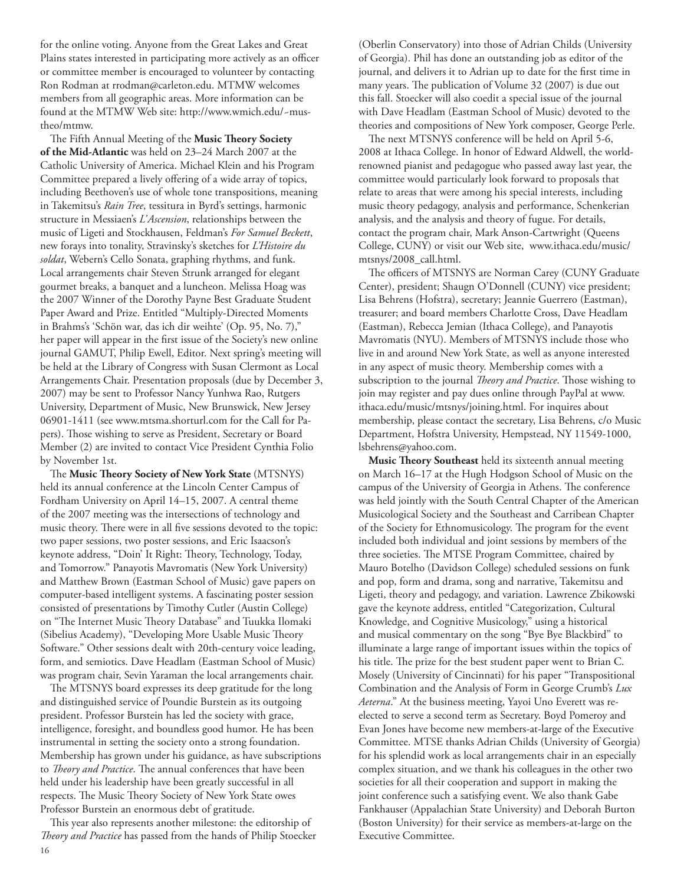for the online voting. Anyone from the Great Lakes and Great Plains states interested in participating more actively as an officer or committee member is encouraged to volunteer by contacting Ron Rodman at rrodman@carleton.edu. MTMW welcomes members from all geographic areas. More information can be found at the MTMW Web site: http://www.wmich.edu/~mustheo/mtmw.

The Fifth Annual Meeting of the **Music Theory Society of the Mid-Atlantic** was held on 23–24 March 2007 at the Catholic University of America. Michael Klein and his Program Committee prepared a lively offering of a wide array of topics, including Beethoven's use of whole tone transpositions, meaning in Takemitsu's *Rain Tree*, tessitura in Byrd's settings, harmonic structure in Messiaen's *L'Ascension*, relationships between the music of Ligeti and Stockhausen, Feldman's *For Samuel Beckett*, new forays into tonality, Stravinsky's sketches for *L'Histoire du soldat*, Webern's Cello Sonata, graphing rhythms, and funk. Local arrangements chair Steven Strunk arranged for elegant gourmet breaks, a banquet and a luncheon. Melissa Hoag was the 2007 Winner of the Dorothy Payne Best Graduate Student Paper Award and Prize. Entitled "Multiply-Directed Moments in Brahms's 'Schön war, das ich dir weihte' (Op. 95, No. 7)," her paper will appear in the first issue of the Society's new online journal GAMUT, Philip Ewell, Editor. Next spring's meeting will be held at the Library of Congress with Susan Clermont as Local Arrangements Chair. Presentation proposals (due by December 3, 2007) may be sent to Professor Nancy Yunhwa Rao, Rutgers University, Department of Music, New Brunswick, New Jersey 06901-1411 (see www.mtsma.shorturl.com for the Call for Papers). Those wishing to serve as President, Secretary or Board Member (2) are invited to contact Vice President Cynthia Folio by November 1st.

The **Music Theory Society of New York State** (MTSNYS) held its annual conference at the Lincoln Center Campus of Fordham University on April 14–15, 2007. A central theme of the 2007 meeting was the intersections of technology and music theory. There were in all five sessions devoted to the topic: two paper sessions, two poster sessions, and Eric Isaacson's keynote address, "Doin' It Right: Theory, Technology, Today, and Tomorrow." Panayotis Mavromatis (New York University) and Matthew Brown (Eastman School of Music) gave papers on computer-based intelligent systems. A fascinating poster session consisted of presentations by Timothy Cutler (Austin College) on "The Internet Music Theory Database" and Tuukka Ilomaki (Sibelius Academy), "Developing More Usable Music Theory Software." Other sessions dealt with 20th-century voice leading, form, and semiotics. Dave Headlam (Eastman School of Music) was program chair, Sevin Yaraman the local arrangements chair.

The MTSNYS board expresses its deep gratitude for the long and distinguished service of Poundie Burstein as its outgoing president. Professor Burstein has led the society with grace, intelligence, foresight, and boundless good humor. He has been instrumental in setting the society onto a strong foundation. Membership has grown under his guidance, as have subscriptions to *Theory and Practice*. The annual conferences that have been held under his leadership have been greatly successful in all respects. The Music Theory Society of New York State owes Professor Burstein an enormous debt of gratitude.

This year also represents another milestone: the editorship of *Theory and Practice* has passed from the hands of Philip Stoecker (Oberlin Conservatory) into those of Adrian Childs (University of Georgia). Phil has done an outstanding job as editor of the journal, and delivers it to Adrian up to date for the first time in many years. The publication of Volume 32 (2007) is due out this fall. Stoecker will also coedit a special issue of the journal with Dave Headlam (Eastman School of Music) devoted to the theories and compositions of New York composer, George Perle.

The next MTSNYS conference will be held on April 5-6, 2008 at Ithaca College. In honor of Edward Aldwell, the world-renowned pianist and pedagogue who passed away last year, the committee would particularly look forward to proposals that relate to areas that were among his special interests, including music theory pedagogy, analysis and performance, Schenkerian analysis, and the analysis and theory of fugue. For details, contact the program chair, Mark Anson-Cartwright (Queens College, CUNY) or visit our Web site, www.ithaca.edu/music/mtsnys/2008_call.html.

The officers of MTSNYS are Norman Carey (CUNY Graduate Center), president; Shaugn O'Donnell (CUNY) vice president; Lisa Behrens (Hofstra), secretary; Jeannie Guerrero (Eastman), treasurer; and board members Charlotte Cross, Dave Headlam (Eastman), Rebecca Jemian (Ithaca College), and Panayotis Mavromatis (NYU). Members of MTSNYS include those who live in and around New York State, as well as anyone interested in any aspect of music theory. Membership comes with a subscription to the journal *Theory and Practice*. Those wishing to join may register and pay dues online through PayPal at www.ithaca.edu/music/mtsnys/joining.html. For inquires about membership, please contact the secretary, Lisa Behrens, c/o Music Department, Hofstra University, Hempstead, NY 11549-1000, lsbehrens@yahoo.com.

**Music Theory Southeast** held its sixteenth annual meeting on March 16–17 at the Hugh Hodgson School of Music on the campus of the University of Georgia in Athens. The conference was held jointly with the South Central Chapter of the American Musicological Society and the Southeast and Carribean Chapter of the Society for Ethnomusicology. The program for the event included both individual and joint sessions by members of the three societies. The MTSE Program Committee, chaired by Mauro Botelho (Davidson College) scheduled sessions on funk and pop, form and drama, song and narrative, Takemitsu and Ligeti, theory and pedagogy, and variation. Lawrence Zbikowski gave the keynote address, entitled "Categorization, Cultural Knowledge, and Cognitive Musicology," using a historical and musical commentary on the song "Bye Bye Blackbird" to illuminate a large range of important issues within the topics of his title. The prize for the best student paper went to Brian C. Mosely (University of Cincinnati) for his paper "Transpositional Combination and the Analysis of Form in George Crumb's *Lux Aeterna*." At the business meeting, Yayoi Uno Everett was re-elected to serve a second term as Secretary. Boyd Pomeroy and Evan Jones have become new members-at-large of the Executive Committee. MTSE thanks Adrian Childs (University of Georgia) for his splendid work as local arrangements chair in an especially complex situation, and we thank his colleagues in the other two societies for all their cooperation and support in making the joint conference such a satisfying event. We also thank Gabe Fankhauser (Appalachian State University) and Deborah Burton (Boston University) for their service as members-at-large on the Executive Committee.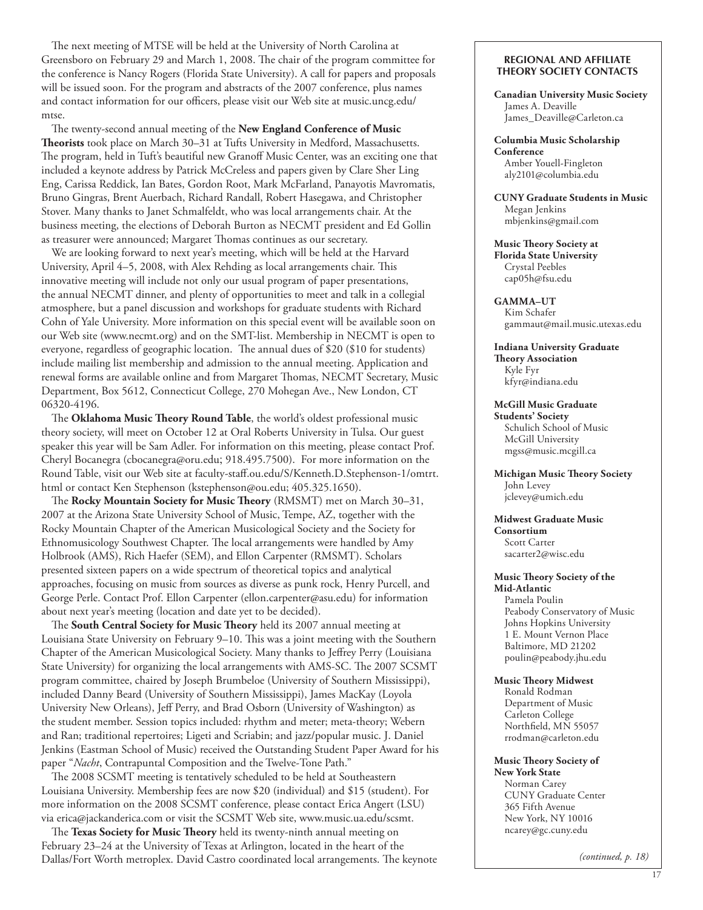The next meeting of MTSE will be held at the University of North Carolina at Greensboro on February 29 and March 1, 2008. The chair of the program committee for the conference is Nancy Rogers (Florida State University). A call for papers and proposals will be issued soon. For the program and abstracts of the 2007 conference, plus names and contact information for our officers, please visit our Web site at music.uncg.edu/mtse.

The twenty-second annual meeting of the **New England Conference of Music Theorists** took place on March 30–31 at Tufts University in Medford, Massachusetts. The program, held in Tuft's beautiful new Granoff Music Center, was an exciting one that included a keynote address by Patrick McCreless and papers given by Clare Sher Ling Eng, Carissa Reddick, Ian Bates, Gordon Root, Mark McFarland, Panayotis Mavromatis, Bruno Gingras, Brent Auerbach, Richard Randall, Robert Hasegawa, and Christopher Stover. Many thanks to Janet Schmalfeldt, who was local arrangements chair. At the business meeting, the elections of Deborah Burton as NECMT president and Ed Gollin as treasurer were announced; Margaret Thomas continues as our secretary.

We are looking forward to next year's meeting, which will be held at the Harvard University, April 4–5, 2008, with Alex Rehding as local arrangements chair. This innovative meeting will include not only our usual program of paper presentations, the annual NECMT dinner, and plenty of opportunities to meet and talk in a collegial atmosphere, but a panel discussion and workshops for graduate students with Richard Cohn of Yale University. More information on this special event will be available soon on our Web site (www.necmt.org) and on the SMT-list. Membership in NECMT is open to everyone, regardless of geographic location. The annual dues of $20 ($10 for students) include mailing list membership and admission to the annual meeting. Application and renewal forms are available online and from Margaret Thomas, NECMT Secretary, Music Department, Box 5612, Connecticut College, 270 Mohegan Ave., New London, CT 06320-4196.

The **Oklahoma Music Theory Round Table**, the world's oldest professional music theory society, will meet on October 12 at Oral Roberts University in Tulsa. Our guest speaker this year will be Sam Adler. For information on this meeting, please contact Prof. Cheryl Bocanegra (cbocanegra@oru.edu; 918.495.7500). For more information on the Round Table, visit our Web site at faculty-staff.ou.edu/S/Kenneth.D.Stephenson-1/omtrt.html or contact Ken Stephenson (kstephenson@ou.edu; 405.325.1650).

The **Rocky Mountain Society for Music Theory** (RMSMT) met on March 30–31, 2007 at the Arizona State University School of Music, Tempe, AZ, together with the Rocky Mountain Chapter of the American Musicological Society and the Society for Ethnomusicology Southwest Chapter. The local arrangements were handled by Amy Holbrook (AMS), Rich Haefer (SEM), and Ellon Carpenter (RMSMT). Scholars presented sixteen papers on a wide spectrum of theoretical topics and analytical approaches, focusing on music from sources as diverse as punk rock, Henry Purcell, and George Perle. Contact Prof. Ellon Carpenter (ellon.carpenter@asu.edu) for information about next year's meeting (location and date yet to be decided).

The **South Central Society for Music Theory** held its 2007 annual meeting at Louisiana State University on February 9–10. This was a joint meeting with the Southern Chapter of the American Musicological Society. Many thanks to Jeffrey Perry (Louisiana State University) for organizing the local arrangements with AMS-SC. The 2007 SCSMT program committee, chaired by Joseph Brumbeloe (University of Southern Mississippi), included Danny Beard (University of Southern Mississippi), James MacKay (Loyola University New Orleans), Jeff Perry, and Brad Osborn (University of Washington) as the student member. Session topics included: rhythm and meter; meta-theory; Webern and Ran; traditional repertoires; Ligeti and Scriabin; and jazz/popular music. J. Daniel Jenkins (Eastman School of Music) received the Outstanding Student Paper Award for his paper "*Nacht*, Contrapuntal Composition and the Twelve-Tone Path."

The 2008 SCSMT meeting is tentatively scheduled to be held at Southeastern Louisiana University. Membership fees are now $20 (individual) and $15 (student). For more information on the 2008 SCSMT conference, please contact Erica Angert (LSU) via erica@jackanderica.com or visit the SCSMT Web site, www.music.ua.edu/scsmt.

The **Texas Society for Music Theory** held its twenty-ninth annual meeting on February 23–24 at the University of Texas at Arlington, located in the heart of the Dallas/Fort Worth metroplex. David Castro coordinated local arrangements. The keynote

### REGIONAL AND AFFILIATE THEORY SOCIETY CONTACTS

**Canadian University Music Society**
James A. Deaville
James_Deaville@Carleton.ca

**Columbia Music Scholarship Conference**
Amber Youell-Fingleton
aly2101@columbia.edu

**CUNY Graduate Students in Music**
Megan Jenkins
mbjenkins@gmail.com

**Music Theory Society at Florida State University**
Crystal Peebles
cap05h@fsu.edu

**GAMMA–UT**
Kim Schafer
gammaut@mail.music.utexas.edu

**Indiana University Graduate Theory Association**
Kyle Fyr
kfyr@indiana.edu

**McGill Music Graduate Students' Society**
Schulich School of Music
McGill University
mgss@music.mcgill.ca

**Michigan Music Theory Society**
John Levey
jclevey@umich.edu

**Midwest Graduate Music Consortium**
Scott Carter
sacarter2@wisc.edu

**Music Theory Society of the Mid-Atlantic**
Pamela Poulin
Peabody Conservatory of Music
Johns Hopkins University
1 E. Mount Vernon Place
Baltimore, MD 21202
poulin@peabody.jhu.edu

**Music Theory Midwest**
Ronald Rodman
Department of Music
Carleton College
Northfield, MN 55057
rrodman@carleton.edu

**Music Theory Society of New York State**
Norman Carey
CUNY Graduate Center
365 Fifth Avenue
New York, NY 10016
ncarey@gc.cuny.edu

*(continued, p. 18)*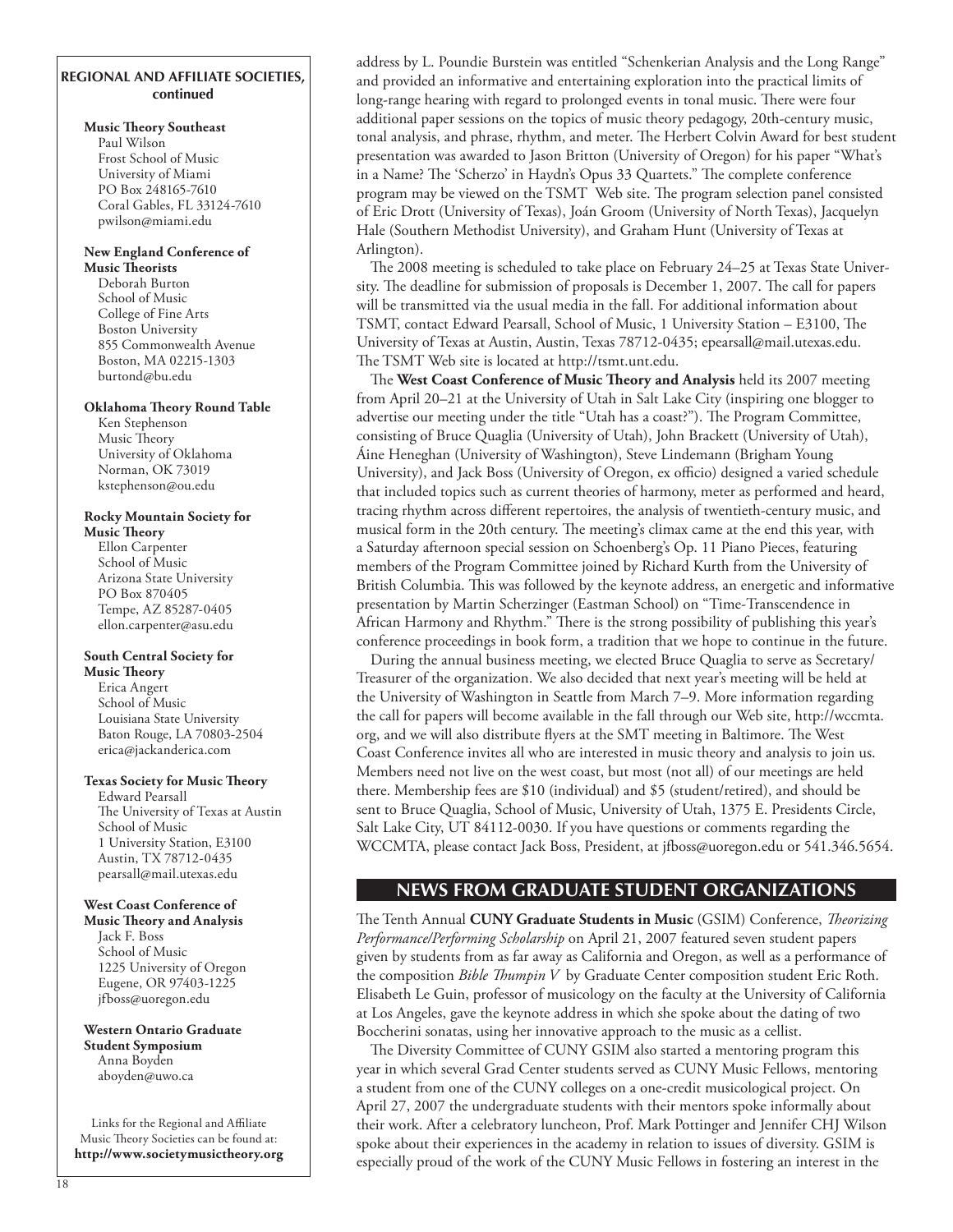### REGIONAL AND AFFILIATE SOCIETIES, continued

**Music Theory Southeast**
Paul Wilson
Frost School of Music
University of Miami
PO Box 248165-7610
Coral Gables, FL 33124-7610
pwilson@miami.edu

**New England Conference of Music Theorists**
Deborah Burton
School of Music
College of Fine Arts
Boston University
855 Commonwealth Avenue
Boston, MA 02215-1303
burtond@bu.edu

**Oklahoma Theory Round Table**
Ken Stephenson
Music Theory
University of Oklahoma
Norman, OK 73019
kstephenson@ou.edu

**Rocky Mountain Society for Music Theory**
Ellon Carpenter
School of Music
Arizona State University
PO Box 870405
Tempe, AZ 85287-0405
ellon.carpenter@asu.edu

**South Central Society for Music Theory**
Erica Angert
School of Music
Louisiana State University
Baton Rouge, LA 70803-2504
erica@jackanderica.com

**Texas Society for Music Theory**
Edward Pearsall
The University of Texas at Austin
School of Music
1 University Station, E3100
Austin, TX 78712-0435
pearsall@mail.utexas.edu

**West Coast Conference of Music Theory and Analysis**
Jack F. Boss
School of Music
1225 University of Oregon
Eugene, OR 97403-1225
jfboss@uoregon.edu

**Western Ontario Graduate Student Symposium**
Anna Boyden
aboyden@uwo.ca

Links for the Regional and Affiliate Music Theory Societies can be found at:
**http://www.societymusictheory.org**

address by L. Poundie Burstein was entitled "Schenkerian Analysis and the Long Range" and provided an informative and entertaining exploration into the practical limits of long-range hearing with regard to prolonged events in tonal music. There were four additional paper sessions on the topics of music theory pedagogy, 20th-century music, tonal analysis, and phrase, rhythm, and meter. The Herbert Colvin Award for best student presentation was awarded to Jason Britton (University of Oregon) for his paper "What's in a Name? The 'Scherzo' in Haydn's Opus 33 Quartets." The complete conference program may be viewed on the TSMT Web site. The program selection panel consisted of Eric Drott (University of Texas), Joán Groom (University of North Texas), Jacquelyn Hale (Southern Methodist University), and Graham Hunt (University of Texas at Arlington).

The 2008 meeting is scheduled to take place on February 24–25 at Texas State University. The deadline for submission of proposals is December 1, 2007. The call for papers will be transmitted via the usual media in the fall. For additional information about TSMT, contact Edward Pearsall, School of Music, 1 University Station – E3100, The University of Texas at Austin, Austin, Texas 78712-0435; epearsall@mail.utexas.edu. The TSMT Web site is located at http://tsmt.unt.edu.

The **West Coast Conference of Music Theory and Analysis** held its 2007 meeting from April 20–21 at the University of Utah in Salt Lake City (inspiring one blogger to advertise our meeting under the title "Utah has a coast?"). The Program Committee, consisting of Bruce Quaglia (University of Utah), John Brackett (University of Utah), Áine Heneghan (University of Washington), Steve Lindemann (Brigham Young University), and Jack Boss (University of Oregon, ex officio) designed a varied schedule that included topics such as current theories of harmony, meter as performed and heard, tracing rhythm across different repertoires, the analysis of twentieth-century music, and musical form in the 20th century. The meeting's climax came at the end this year, with a Saturday afternoon special session on Schoenberg's Op. 11 Piano Pieces, featuring members of the Program Committee joined by Richard Kurth from the University of British Columbia. This was followed by the keynote address, an energetic and informative presentation by Martin Scherzinger (Eastman School) on "Time-Transcendence in African Harmony and Rhythm." There is the strong possibility of publishing this year's conference proceedings in book form, a tradition that we hope to continue in the future.

During the annual business meeting, we elected Bruce Quaglia to serve as Secretary/Treasurer of the organization. We also decided that next year's meeting will be held at the University of Washington in Seattle from March 7–9. More information regarding the call for papers will become available in the fall through our Web site, http://wccmta.org, and we will also distribute flyers at the SMT meeting in Baltimore. The West Coast Conference invites all who are interested in music theory and analysis to join us. Members need not live on the west coast, but most (not all) of our meetings are held there. Membership fees are $10 (individual) and $5 (student/retired), and should be sent to Bruce Quaglia, School of Music, University of Utah, 1375 E. Presidents Circle, Salt Lake City, UT 84112-0030. If you have questions or comments regarding the WCCMTA, please contact Jack Boss, President, at jfboss@uoregon.edu or 541.346.5654.

## NEWS FROM GRADUATE STUDENT ORGANIZATIONS

The Tenth Annual **CUNY Graduate Students in Music** (GSIM) Conference, *Theorizing Performance/Performing Scholarship* on April 21, 2007 featured seven student papers given by students from as far away as California and Oregon, as well as a performance of the composition *Bible Thumpin V* by Graduate Center composition student Eric Roth. Elisabeth Le Guin, professor of musicology on the faculty at the University of California at Los Angeles, gave the keynote address in which she spoke about the dating of two Boccherini sonatas, using her innovative approach to the music as a cellist.

The Diversity Committee of CUNY GSIM also started a mentoring program this year in which several Grad Center students served as CUNY Music Fellows, mentoring a student from one of the CUNY colleges on a one-credit musicological project. On April 27, 2007 the undergraduate students with their mentors spoke informally about their work. After a celebratory luncheon, Prof. Mark Pottinger and Jennifer CHJ Wilson spoke about their experiences in the academy in relation to issues of diversity. GSIM is especially proud of the work of the CUNY Music Fellows in fostering an interest in the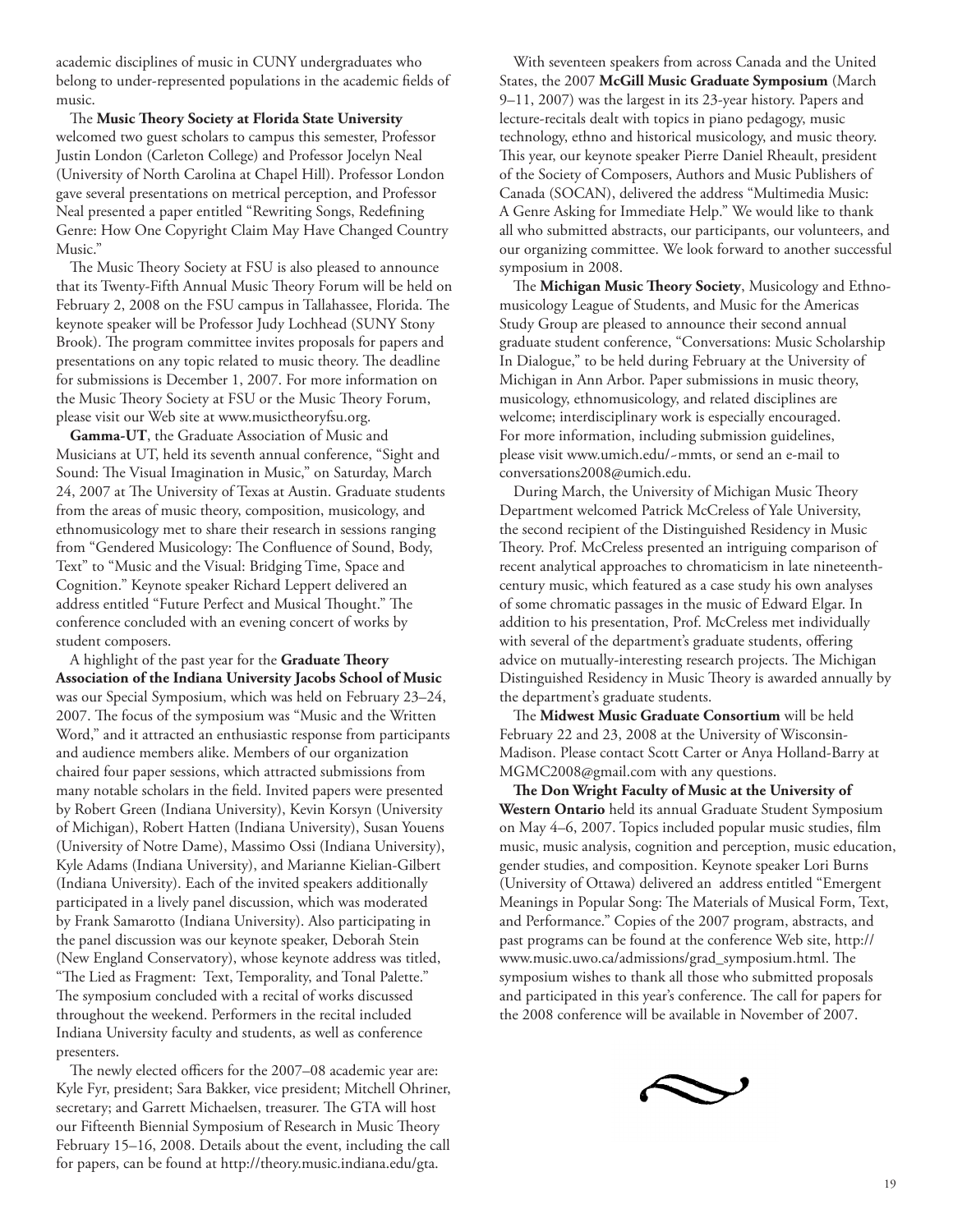academic disciplines of music in CUNY undergraduates who belong to under-represented populations in the academic fields of music.

The **Music Theory Society at Florida State University** welcomed two guest scholars to campus this semester, Professor Justin London (Carleton College) and Professor Jocelyn Neal (University of North Carolina at Chapel Hill). Professor London gave several presentations on metrical perception, and Professor Neal presented a paper entitled "Rewriting Songs, Redefining Genre: How One Copyright Claim May Have Changed Country Music."

The Music Theory Society at FSU is also pleased to announce that its Twenty-Fifth Annual Music Theory Forum will be held on February 2, 2008 on the FSU campus in Tallahassee, Florida. The keynote speaker will be Professor Judy Lochhead (SUNY Stony Brook). The program committee invites proposals for papers and presentations on any topic related to music theory. The deadline for submissions is December 1, 2007. For more information on the Music Theory Society at FSU or the Music Theory Forum, please visit our Web site at www.musictheoryfsu.org.

**Gamma-UT**, the Graduate Association of Music and Musicians at UT, held its seventh annual conference, "Sight and Sound: The Visual Imagination in Music," on Saturday, March 24, 2007 at The University of Texas at Austin. Graduate students from the areas of music theory, composition, musicology, and ethnomusicology met to share their research in sessions ranging from "Gendered Musicology: The Confluence of Sound, Body, Text" to "Music and the Visual: Bridging Time, Space and Cognition." Keynote speaker Richard Leppert delivered an address entitled "Future Perfect and Musical Thought." The conference concluded with an evening concert of works by student composers.

A highlight of the past year for the **Graduate Theory Association of the Indiana University Jacobs School of Music** was our Special Symposium, which was held on February 23–24, 2007. The focus of the symposium was "Music and the Written Word," and it attracted an enthusiastic response from participants and audience members alike. Members of our organization chaired four paper sessions, which attracted submissions from many notable scholars in the field. Invited papers were presented by Robert Green (Indiana University), Kevin Korsyn (University of Michigan), Robert Hatten (Indiana University), Susan Youens (University of Notre Dame), Massimo Ossi (Indiana University), Kyle Adams (Indiana University), and Marianne Kielian-Gilbert (Indiana University). Each of the invited speakers additionally participated in a lively panel discussion, which was moderated by Frank Samarotto (Indiana University). Also participating in the panel discussion was our keynote speaker, Deborah Stein (New England Conservatory), whose keynote address was titled, "The Lied as Fragment: Text, Temporality, and Tonal Palette." The symposium concluded with a recital of works discussed throughout the weekend. Performers in the recital included Indiana University faculty and students, as well as conference presenters.

The newly elected officers for the 2007–08 academic year are: Kyle Fyr, president; Sara Bakker, vice president; Mitchell Ohriner, secretary; and Garrett Michaelsen, treasurer. The GTA will host our Fifteenth Biennial Symposium of Research in Music Theory February 15–16, 2008. Details about the event, including the call for papers, can be found at http://theory.music.indiana.edu/gta.

With seventeen speakers from across Canada and the United States, the 2007 **McGill Music Graduate Symposium** (March 9–11, 2007) was the largest in its 23-year history. Papers and lecture-recitals dealt with topics in piano pedagogy, music technology, ethno and historical musicology, and music theory. This year, our keynote speaker Pierre Daniel Rheault, president of the Society of Composers, Authors and Music Publishers of Canada (SOCAN), delivered the address "Multimedia Music: A Genre Asking for Immediate Help." We would like to thank all who submitted abstracts, our participants, our volunteers, and our organizing committee. We look forward to another successful symposium in 2008.

The **Michigan Music Theory Society**, Musicology and Ethnomusicology League of Students, and Music for the Americas Study Group are pleased to announce their second annual graduate student conference, "Conversations: Music Scholarship In Dialogue," to be held during February at the University of Michigan in Ann Arbor. Paper submissions in music theory, musicology, ethnomusicology, and related disciplines are welcome; interdisciplinary work is especially encouraged. For more information, including submission guidelines, please visit www.umich.edu/~mmts, or send an e-mail to conversations2008@umich.edu.

During March, the University of Michigan Music Theory Department welcomed Patrick McCreless of Yale University, the second recipient of the Distinguished Residency in Music Theory. Prof. McCreless presented an intriguing comparison of recent analytical approaches to chromaticism in late nineteenth-century music, which featured as a case study his own analyses of some chromatic passages in the music of Edward Elgar. In addition to his presentation, Prof. McCreless met individually with several of the department's graduate students, offering advice on mutually-interesting research projects. The Michigan Distinguished Residency in Music Theory is awarded annually by the department's graduate students.

The **Midwest Music Graduate Consortium** will be held February 22 and 23, 2008 at the University of Wisconsin-Madison. Please contact Scott Carter or Anya Holland-Barry at MGMC2008@gmail.com with any questions.

**The Don Wright Faculty of Music at the University of Western Ontario** held its annual Graduate Student Symposium on May 4–6, 2007. Topics included popular music studies, film music, music analysis, cognition and perception, music education, gender studies, and composition. Keynote speaker Lori Burns (University of Ottawa) delivered an address entitled "Emergent Meanings in Popular Song: The Materials of Musical Form, Text, and Performance." Copies of the 2007 program, abstracts, and past programs can be found at the conference Web site, http://www.music.uwo.ca/admissions/grad_symposium.html. The symposium wishes to thank all those who submitted proposals and participated in this year's conference. The call for papers for the 2008 conference will be available in November of 2007.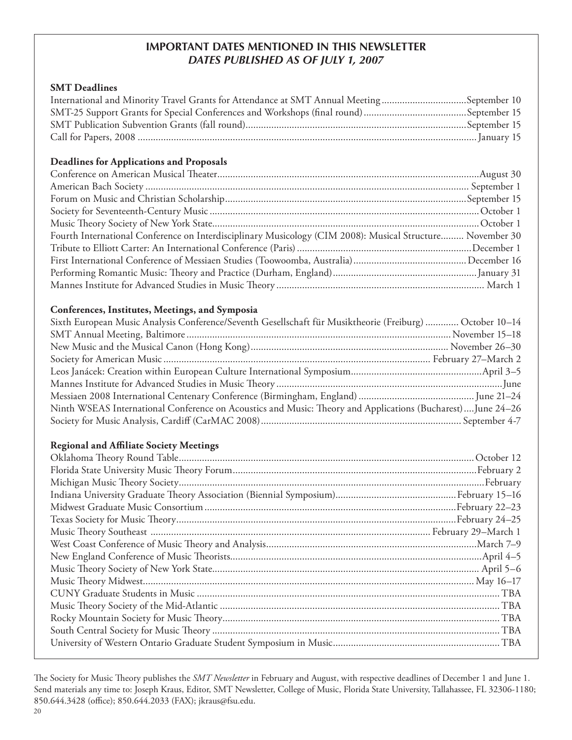## IMPORTANT DATES MENTIONED IN THIS NEWSLETTER
### *DATES PUBLISHED AS OF JULY 1, 2007*

**SMT Deadlines**

| | |
|---|---|
| International and Minority Travel Grants for Attendance at SMT Annual Meeting | September 10 |
| SMT-25 Support Grants for Special Conferences and Workshops (final round) | September 15 |
| SMT Publication Subvention Grants (fall round) | September 15 |
| Call for Papers, 2008 | January 15 |

**Deadlines for Applications and Proposals**

| | |
|---|---|
| Conference on American Musical Theater | August 30 |
| American Bach Society | September 1 |
| Forum on Music and Christian Scholarship | September 15 |
| Society for Seventeenth-Century Music | October 1 |
| Music Theory Society of New York State | October 1 |
| Fourth International Conference on Interdisciplinary Musicology (CIM 2008): Musical Structure | November 30 |
| Tribute to Elliott Carter: An International Conference (Paris) | December 1 |
| First International Conference of Messiaen Studies (Toowoomba, Australia) | December 16 |
| Performing Romantic Music: Theory and Practice (Durham, England) | January 31 |
| Mannes Institute for Advanced Studies in Music Theory | March 1 |

**Conferences, Institutes, Meetings, and Symposia**

| | |
|---|---|
| Sixth European Music Analysis Conference/Seventh Gesellschaft für Musiktheorie (Freiburg) | October 10–14 |
| SMT Annual Meeting, Baltimore | November 15–18 |
| New Music and the Musical Canon (Hong Kong) | November 26–30 |
| Society for American Music | February 27–March 2 |
| Leos Janácek: Creation within European Culture International Symposium | April 3–5 |
| Mannes Institute for Advanced Studies in Music Theory | June |
| Messiaen 2008 International Centenary Conference (Birmingham, England) | June 21–24 |
| Ninth WSEAS International Conference on Acoustics and Music: Theory and Applications (Bucharest) | June 24–26 |
| Society for Music Analysis, Cardiff (CarMAC 2008) | September 4-7 |

**Regional and Affiliate Society Meetings**

| | |
|---|---|
| Oklahoma Theory Round Table | October 12 |
| Florida State University Music Theory Forum | February 2 |
| Michigan Music Theory Society | February |
| Indiana University Graduate Theory Association (Biennial Symposium) | February 15–16 |
| Midwest Graduate Music Consortium | February 22–23 |
| Texas Society for Music Theory | February 24–25 |
| Music Theory Southeast | February 29–March 1 |
| West Coast Conference of Music Theory and Analysis | March 7–9 |
| New England Conference of Music Theorists | April 4–5 |
| Music Theory Society of New York State | April 5–6 |
| Music Theory Midwest | May 16–17 |
| CUNY Graduate Students in Music | TBA |
| Music Theory Society of the Mid-Atlantic | TBA |
| Rocky Mountain Society for Music Theory | TBA |
| South Central Society for Music Theory | TBA |
| University of Western Ontario Graduate Student Symposium in Music | TBA |

The Society for Music Theory publishes the *SMT Newsletter* in February and August, with respective deadlines of December 1 and June 1. Send materials any time to: Joseph Kraus, Editor, SMT Newsletter, College of Music, Florida State University, Tallahassee, FL 32306-1180; 850.644.3428 (office); 850.644.2033 (FAX); jkraus@fsu.edu.